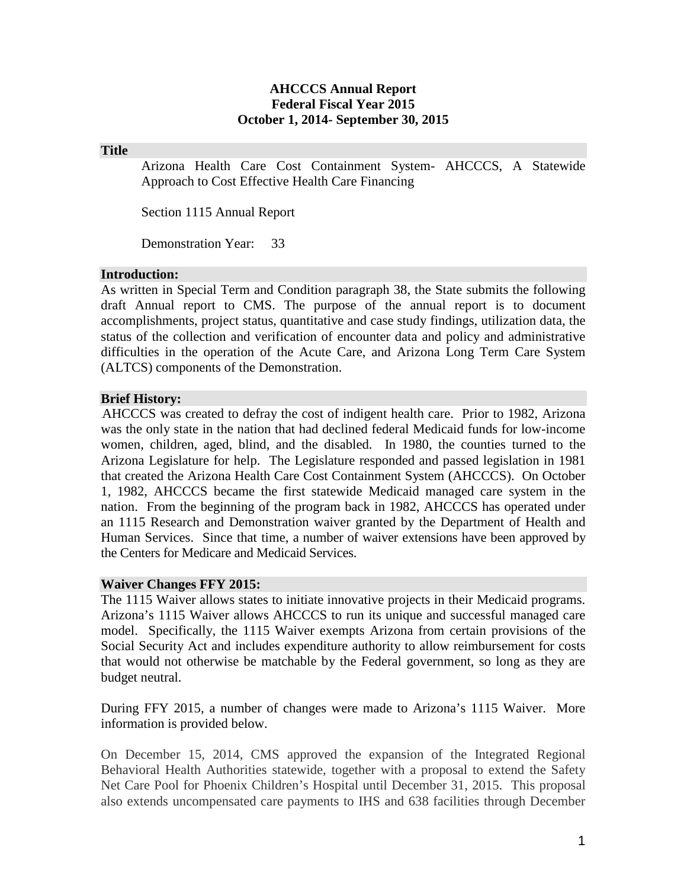**AHCCCS Annual Report**
**Federal Fiscal Year 2015**
**October 1, 2014- September 30, 2015**

## Title

Arizona Health Care Cost Containment System- AHCCCS, A Statewide Approach to Cost Effective Health Care Financing

Section 1115 Annual Report

Demonstration Year: 33

## Introduction:

As written in Special Term and Condition paragraph 38, the State submits the following draft Annual report to CMS. The purpose of the annual report is to document accomplishments, project status, quantitative and case study findings, utilization data, the status of the collection and verification of encounter data and policy and administrative difficulties in the operation of the Acute Care, and Arizona Long Term Care System (ALTCS) components of the Demonstration.

## Brief History:

AHCCCS was created to defray the cost of indigent health care. Prior to 1982, Arizona was the only state in the nation that had declined federal Medicaid funds for low-income women, children, aged, blind, and the disabled. In 1980, the counties turned to the Arizona Legislature for help. The Legislature responded and passed legislation in 1981 that created the Arizona Health Care Cost Containment System (AHCCCS). On October 1, 1982, AHCCCS became the first statewide Medicaid managed care system in the nation. From the beginning of the program back in 1982, AHCCCS has operated under an 1115 Research and Demonstration waiver granted by the Department of Health and Human Services. Since that time, a number of waiver extensions have been approved by the Centers for Medicare and Medicaid Services.

## Waiver Changes FFY 2015:

The 1115 Waiver allows states to initiate innovative projects in their Medicaid programs. Arizona's 1115 Waiver allows AHCCCS to run its unique and successful managed care model. Specifically, the 1115 Waiver exempts Arizona from certain provisions of the Social Security Act and includes expenditure authority to allow reimbursement for costs that would not otherwise be matchable by the Federal government, so long as they are budget neutral.

During FFY 2015, a number of changes were made to Arizona's 1115 Waiver. More information is provided below.

On December 15, 2014, CMS approved the expansion of the Integrated Regional Behavioral Health Authorities statewide, together with a proposal to extend the Safety Net Care Pool for Phoenix Children's Hospital until December 31, 2015. This proposal also extends uncompensated care payments to IHS and 638 facilities through December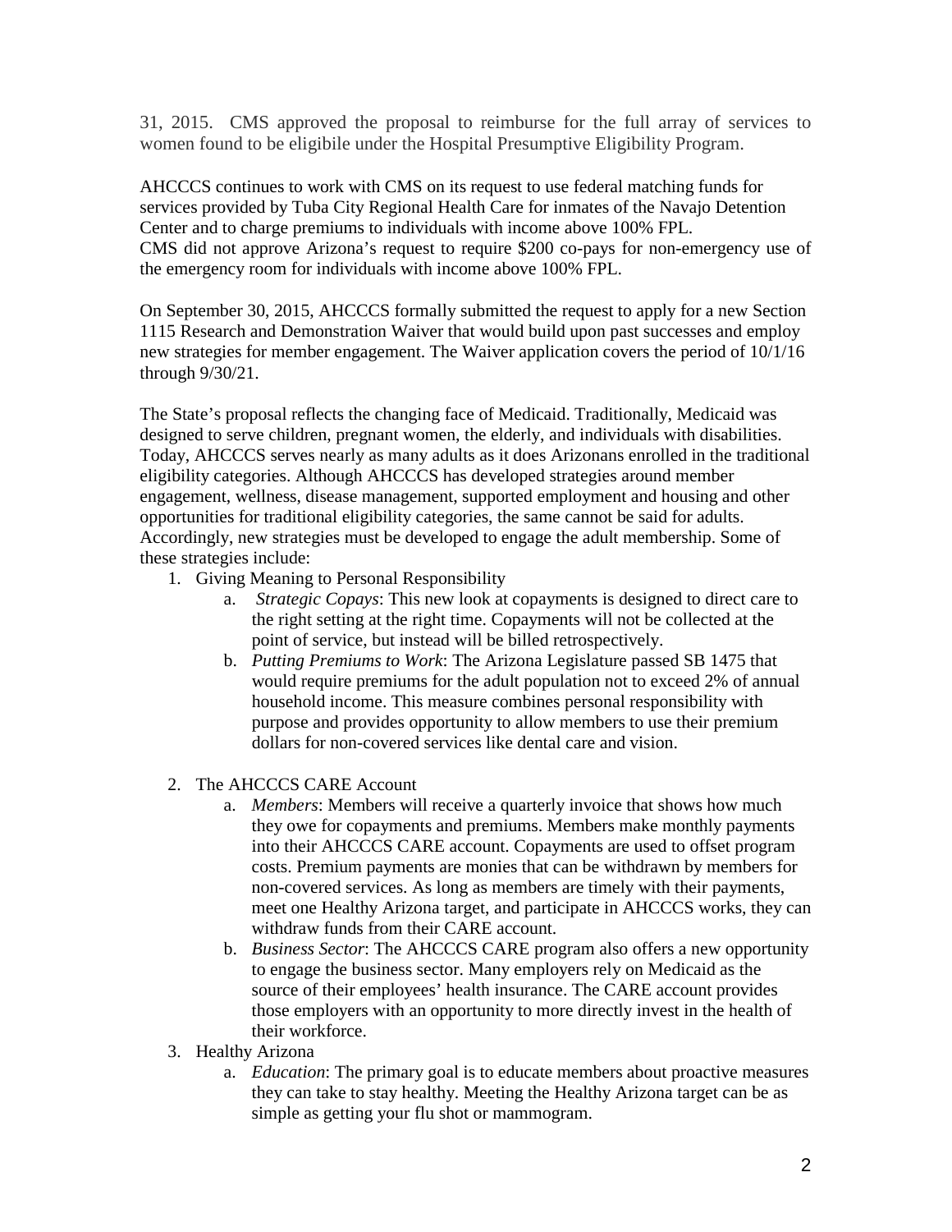31, 2015. CMS approved the proposal to reimburse for the full array of services to women found to be eligibile under the Hospital Presumptive Eligibility Program.

AHCCCS continues to work with CMS on its request to use federal matching funds for services provided by Tuba City Regional Health Care for inmates of the Navajo Detention Center and to charge premiums to individuals with income above 100% FPL. CMS did not approve Arizona's request to require $200 co-pays for non-emergency use of the emergency room for individuals with income above 100% FPL.

On September 30, 2015, AHCCCS formally submitted the request to apply for a new Section 1115 Research and Demonstration Waiver that would build upon past successes and employ new strategies for member engagement. The Waiver application covers the period of 10/1/16 through 9/30/21.

The State's proposal reflects the changing face of Medicaid. Traditionally, Medicaid was designed to serve children, pregnant women, the elderly, and individuals with disabilities. Today, AHCCCS serves nearly as many adults as it does Arizonans enrolled in the traditional eligibility categories. Although AHCCCS has developed strategies around member engagement, wellness, disease management, supported employment and housing and other opportunities for traditional eligibility categories, the same cannot be said for adults. Accordingly, new strategies must be developed to engage the adult membership. Some of these strategies include:

1. Giving Meaning to Personal Responsibility
   a. *Strategic Copays*: This new look at copayments is designed to direct care to the right setting at the right time. Copayments will not be collected at the point of service, but instead will be billed retrospectively.
   b. *Putting Premiums to Work*: The Arizona Legislature passed SB 1475 that would require premiums for the adult population not to exceed 2% of annual household income. This measure combines personal responsibility with purpose and provides opportunity to allow members to use their premium dollars for non-covered services like dental care and vision.

2. The AHCCCS CARE Account
   a. *Members*: Members will receive a quarterly invoice that shows how much they owe for copayments and premiums. Members make monthly payments into their AHCCCS CARE account. Copayments are used to offset program costs. Premium payments are monies that can be withdrawn by members for non-covered services. As long as members are timely with their payments, meet one Healthy Arizona target, and participate in AHCCCS works, they can withdraw funds from their CARE account.
   b. *Business Sector*: The AHCCCS CARE program also offers a new opportunity to engage the business sector. Many employers rely on Medicaid as the source of their employees' health insurance. The CARE account provides those employers with an opportunity to more directly invest in the health of their workforce.
3. Healthy Arizona
   a. *Education*: The primary goal is to educate members about proactive measures they can take to stay healthy. Meeting the Healthy Arizona target can be as simple as getting your flu shot or mammogram.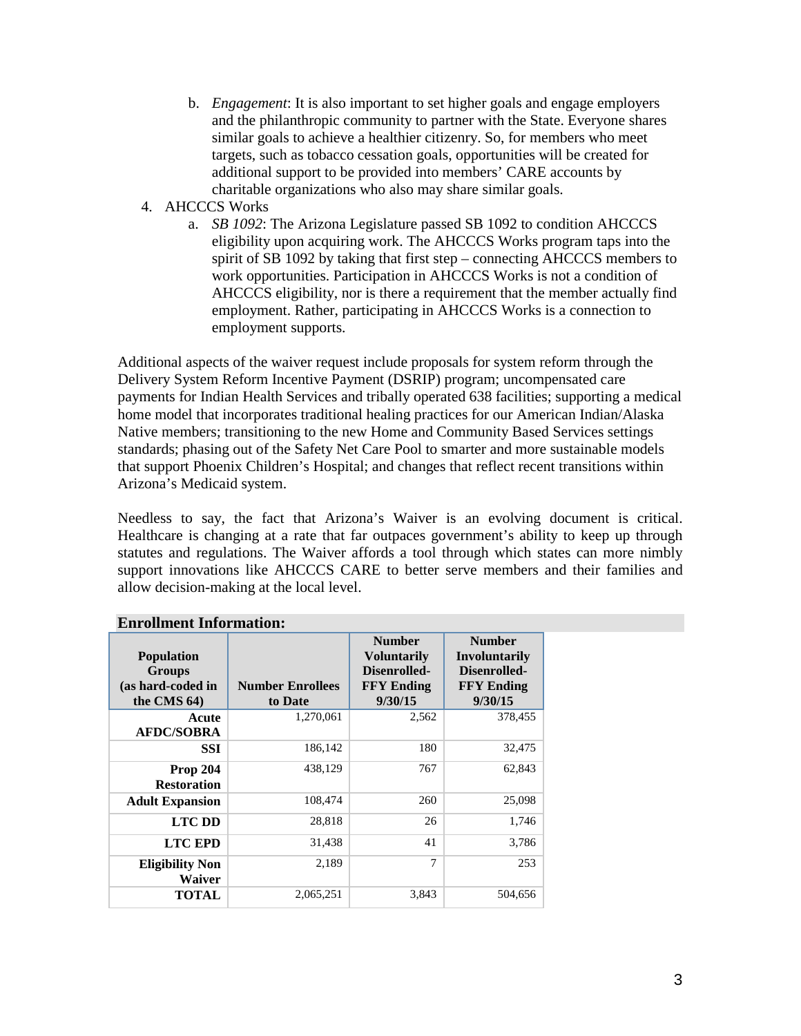b. *Engagement*: It is also important to set higher goals and engage employers and the philanthropic community to partner with the State. Everyone shares similar goals to achieve a healthier citizenry. So, for members who meet targets, such as tobacco cessation goals, opportunities will be created for additional support to be provided into members' CARE accounts by charitable organizations who also may share similar goals.

4. AHCCCS Works
   a. *SB 1092*: The Arizona Legislature passed SB 1092 to condition AHCCCS eligibility upon acquiring work. The AHCCCS Works program taps into the spirit of SB 1092 by taking that first step – connecting AHCCCS members to work opportunities. Participation in AHCCCS Works is not a condition of AHCCCS eligibility, nor is there a requirement that the member actually find employment. Rather, participating in AHCCCS Works is a connection to employment supports.

Additional aspects of the waiver request include proposals for system reform through the Delivery System Reform Incentive Payment (DSRIP) program; uncompensated care payments for Indian Health Services and tribally operated 638 facilities; supporting a medical home model that incorporates traditional healing practices for our American Indian/Alaska Native members; transitioning to the new Home and Community Based Services settings standards; phasing out of the Safety Net Care Pool to smarter and more sustainable models that support Phoenix Children's Hospital; and changes that reflect recent transitions within Arizona's Medicaid system.

Needless to say, the fact that Arizona's Waiver is an evolving document is critical. Healthcare is changing at a rate that far outpaces government's ability to keep up through statutes and regulations. The Waiver affords a tool through which states can more nimbly support innovations like AHCCCS CARE to better serve members and their families and allow decision-making at the local level.

## Enrollment Information:

| Population Groups (as hard-coded in the CMS 64) | Number Enrollees to Date | Number Voluntarily Disenrolled-FFY Ending 9/30/15 | Number Involuntarily Disenrolled-FFY Ending 9/30/15 |
|---|---|---|---|
| **Acute AFDC/SOBRA** | 1,270,061 | 2,562 | 378,455 |
| **SSI** | 186,142 | 180 | 32,475 |
| **Prop 204 Restoration** | 438,129 | 767 | 62,843 |
| **Adult Expansion** | 108,474 | 260 | 25,098 |
| **LTC DD** | 28,818 | 26 | 1,746 |
| **LTC EPD** | 31,438 | 41 | 3,786 |
| **Eligibility Non Waiver** | 2,189 | 7 | 253 |
| **TOTAL** | 2,065,251 | 3,843 | 504,656 |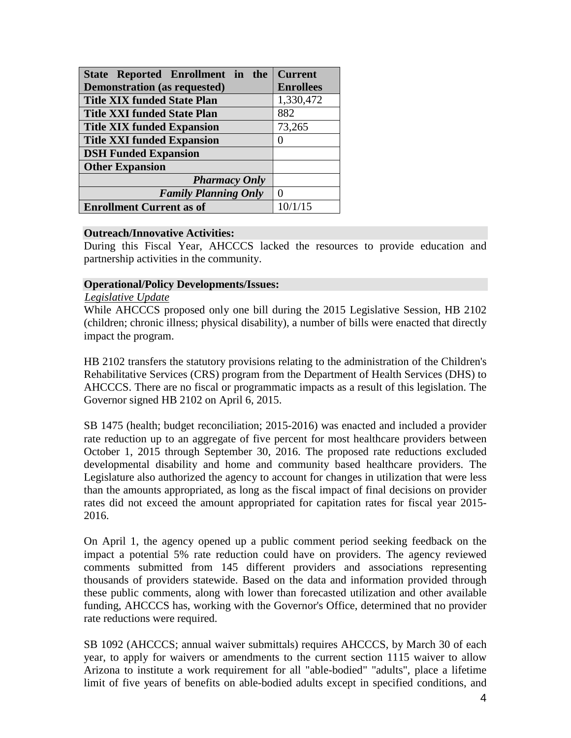| State Reported Enrollment in the Demonstration (as requested) | Current Enrollees |
|---|---|
| **Title XIX funded State Plan** | 1,330,472 |
| **Title XXI funded State Plan** | 882 |
| **Title XIX funded Expansion** | 73,265 |
| **Title XXI funded Expansion** | 0 |
| **DSH Funded Expansion** | |
| **Other Expansion** | |
| ***Pharmacy Only*** | |
| ***Family Planning Only*** | 0 |
| **Enrollment Current as of** | 10/1/15 |

**Outreach/Innovative Activities:**

During this Fiscal Year, AHCCCS lacked the resources to provide education and partnership activities in the community.

**Operational/Policy Developments/Issues:**

*Legislative Update*

While AHCCCS proposed only one bill during the 2015 Legislative Session, HB 2102 (children; chronic illness; physical disability), a number of bills were enacted that directly impact the program.

HB 2102 transfers the statutory provisions relating to the administration of the Children's Rehabilitative Services (CRS) program from the Department of Health Services (DHS) to AHCCCS. There are no fiscal or programmatic impacts as a result of this legislation. The Governor signed HB 2102 on April 6, 2015.

SB 1475 (health; budget reconciliation; 2015-2016) was enacted and included a provider rate reduction up to an aggregate of five percent for most healthcare providers between October 1, 2015 through September 30, 2016. The proposed rate reductions excluded developmental disability and home and community based healthcare providers. The Legislature also authorized the agency to account for changes in utilization that were less than the amounts appropriated, as long as the fiscal impact of final decisions on provider rates did not exceed the amount appropriated for capitation rates for fiscal year 2015-2016.

On April 1, the agency opened up a public comment period seeking feedback on the impact a potential 5% rate reduction could have on providers. The agency reviewed comments submitted from 145 different providers and associations representing thousands of providers statewide. Based on the data and information provided through these public comments, along with lower than forecasted utilization and other available funding, AHCCCS has, working with the Governor's Office, determined that no provider rate reductions were required.

SB 1092 (AHCCCS; annual waiver submittals) requires AHCCCS, by March 30 of each year, to apply for waivers or amendments to the current section 1115 waiver to allow Arizona to institute a work requirement for all "able-bodied" "adults", place a lifetime limit of five years of benefits on able-bodied adults except in specified conditions, and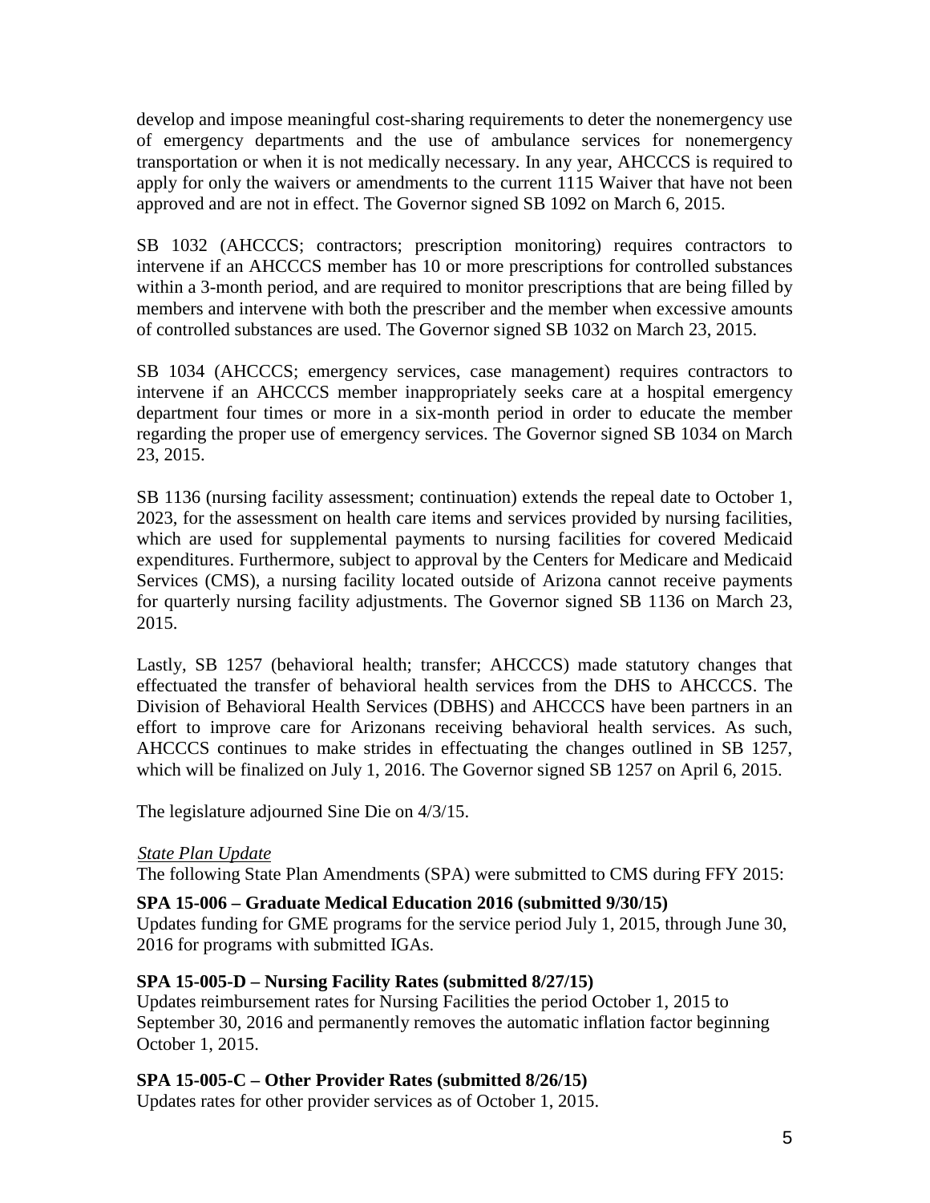develop and impose meaningful cost-sharing requirements to deter the nonemergency use of emergency departments and the use of ambulance services for nonemergency transportation or when it is not medically necessary. In any year, AHCCCS is required to apply for only the waivers or amendments to the current 1115 Waiver that have not been approved and are not in effect. The Governor signed SB 1092 on March 6, 2015.

SB 1032 (AHCCCS; contractors; prescription monitoring) requires contractors to intervene if an AHCCCS member has 10 or more prescriptions for controlled substances within a 3-month period, and are required to monitor prescriptions that are being filled by members and intervene with both the prescriber and the member when excessive amounts of controlled substances are used. The Governor signed SB 1032 on March 23, 2015.

SB 1034 (AHCCCS; emergency services, case management) requires contractors to intervene if an AHCCCS member inappropriately seeks care at a hospital emergency department four times or more in a six-month period in order to educate the member regarding the proper use of emergency services. The Governor signed SB 1034 on March 23, 2015.

SB 1136 (nursing facility assessment; continuation) extends the repeal date to October 1, 2023, for the assessment on health care items and services provided by nursing facilities, which are used for supplemental payments to nursing facilities for covered Medicaid expenditures. Furthermore, subject to approval by the Centers for Medicare and Medicaid Services (CMS), a nursing facility located outside of Arizona cannot receive payments for quarterly nursing facility adjustments. The Governor signed SB 1136 on March 23, 2015.

Lastly, SB 1257 (behavioral health; transfer; AHCCCS) made statutory changes that effectuated the transfer of behavioral health services from the DHS to AHCCCS. The Division of Behavioral Health Services (DBHS) and AHCCCS have been partners in an effort to improve care for Arizonans receiving behavioral health services. As such, AHCCCS continues to make strides in effectuating the changes outlined in SB 1257, which will be finalized on July 1, 2016. The Governor signed SB 1257 on April 6, 2015.

The legislature adjourned Sine Die on 4/3/15.

*State Plan Update*

The following State Plan Amendments (SPA) were submitted to CMS during FFY 2015:

**SPA 15-006 – Graduate Medical Education 2016 (submitted 9/30/15)**

Updates funding for GME programs for the service period July 1, 2015, through June 30, 2016 for programs with submitted IGAs.

**SPA 15-005-D – Nursing Facility Rates (submitted 8/27/15)**

Updates reimbursement rates for Nursing Facilities the period October 1, 2015 to September 30, 2016 and permanently removes the automatic inflation factor beginning October 1, 2015.

**SPA 15-005-C – Other Provider Rates (submitted 8/26/15)**

Updates rates for other provider services as of October 1, 2015.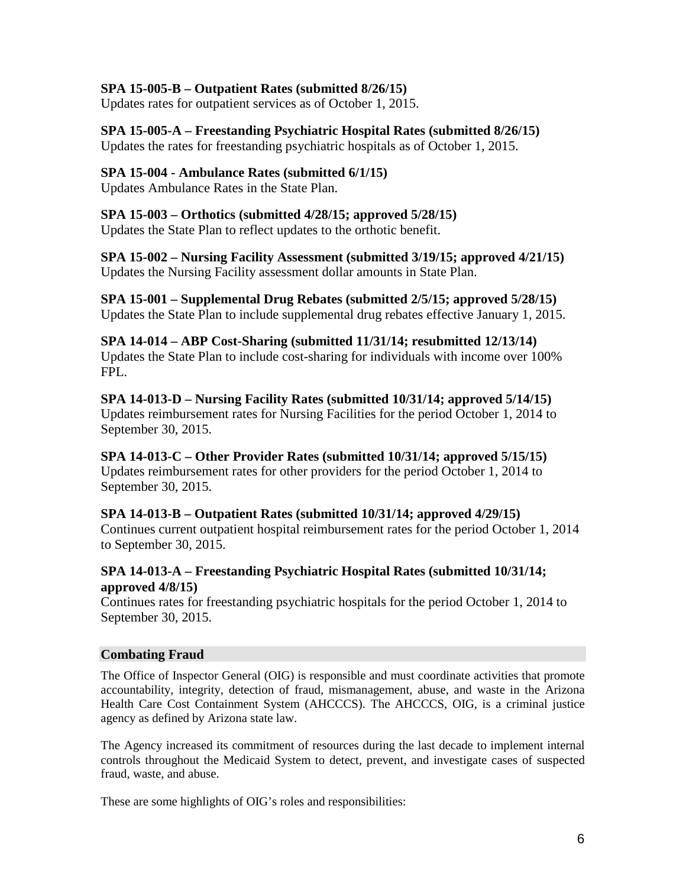**SPA 15-005-B – Outpatient Rates (submitted 8/26/15)**
Updates rates for outpatient services as of October 1, 2015.

**SPA 15-005-A – Freestanding Psychiatric Hospital Rates (submitted 8/26/15)**
Updates the rates for freestanding psychiatric hospitals as of October 1, 2015.

**SPA 15-004 - Ambulance Rates (submitted 6/1/15)**
Updates Ambulance Rates in the State Plan.

**SPA 15-003 – Orthotics (submitted 4/28/15; approved 5/28/15)**
Updates the State Plan to reflect updates to the orthotic benefit.

**SPA 15-002 – Nursing Facility Assessment (submitted 3/19/15; approved 4/21/15)**
Updates the Nursing Facility assessment dollar amounts in State Plan.

**SPA 15-001 – Supplemental Drug Rebates (submitted 2/5/15; approved 5/28/15)**
Updates the State Plan to include supplemental drug rebates effective January 1, 2015.

**SPA 14-014 – ABP Cost-Sharing (submitted 11/31/14; resubmitted 12/13/14)**
Updates the State Plan to include cost-sharing for individuals with income over 100% FPL.

**SPA 14-013-D – Nursing Facility Rates (submitted 10/31/14; approved 5/14/15)**
Updates reimbursement rates for Nursing Facilities for the period October 1, 2014 to September 30, 2015.

**SPA 14-013-C – Other Provider Rates (submitted 10/31/14; approved 5/15/15)**
Updates reimbursement rates for other providers for the period October 1, 2014 to September 30, 2015.

**SPA 14-013-B – Outpatient Rates (submitted 10/31/14; approved 4/29/15)**
Continues current outpatient hospital reimbursement rates for the period October 1, 2014 to September 30, 2015.

**SPA 14-013-A – Freestanding Psychiatric Hospital Rates (submitted 10/31/14; approved 4/8/15)**
Continues rates for freestanding psychiatric hospitals for the period October 1, 2014 to September 30, 2015.

## Combating Fraud

The Office of Inspector General (OIG) is responsible and must coordinate activities that promote accountability, integrity, detection of fraud, mismanagement, abuse, and waste in the Arizona Health Care Cost Containment System (AHCCCS). The AHCCCS, OIG, is a criminal justice agency as defined by Arizona state law.

The Agency increased its commitment of resources during the last decade to implement internal controls throughout the Medicaid System to detect, prevent, and investigate cases of suspected fraud, waste, and abuse.

These are some highlights of OIG's roles and responsibilities: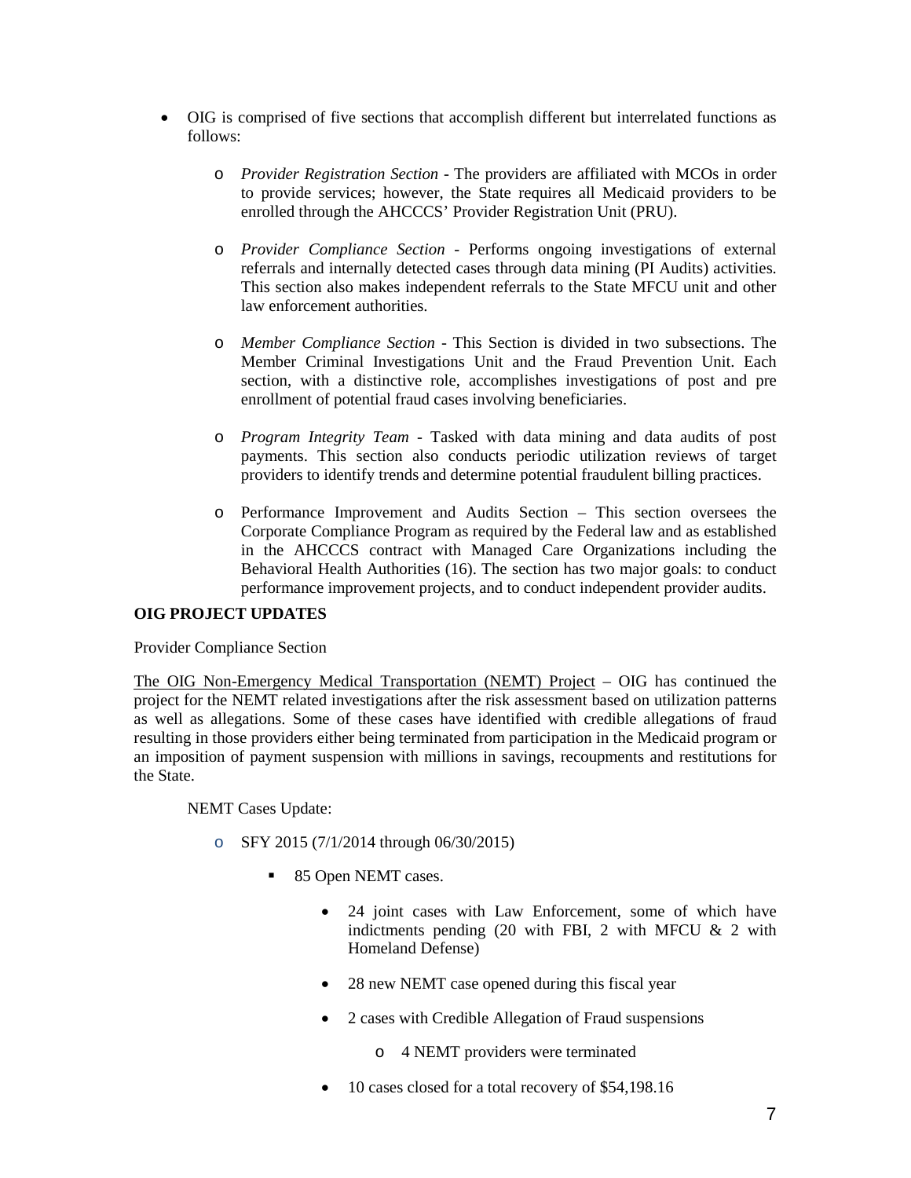- OIG is comprised of five sections that accomplish different but interrelated functions as follows:

  - *Provider Registration Section* - The providers are affiliated with MCOs in order to provide services; however, the State requires all Medicaid providers to be enrolled through the AHCCCS' Provider Registration Unit (PRU).

  - *Provider Compliance Section* - Performs ongoing investigations of external referrals and internally detected cases through data mining (PI Audits) activities. This section also makes independent referrals to the State MFCU unit and other law enforcement authorities.

  - *Member Compliance Section* - This Section is divided in two subsections. The Member Criminal Investigations Unit and the Fraud Prevention Unit. Each section, with a distinctive role, accomplishes investigations of post and pre enrollment of potential fraud cases involving beneficiaries.

  - *Program Integrity Team* - Tasked with data mining and data audits of post payments. This section also conducts periodic utilization reviews of target providers to identify trends and determine potential fraudulent billing practices.

  - Performance Improvement and Audits Section – This section oversees the Corporate Compliance Program as required by the Federal law and as established in the AHCCCS contract with Managed Care Organizations including the Behavioral Health Authorities (16). The section has two major goals: to conduct performance improvement projects, and to conduct independent provider audits.

**OIG PROJECT UPDATES**

Provider Compliance Section

<u>The OIG Non-Emergency Medical Transportation (NEMT) Project</u> – OIG has continued the project for the NEMT related investigations after the risk assessment based on utilization patterns as well as allegations. Some of these cases have identified with credible allegations of fraud resulting in those providers either being terminated from participation in the Medicaid program or an imposition of payment suspension with millions in savings, recoupments and restitutions for the State.

NEMT Cases Update:

- SFY 2015 (7/1/2014 through 06/30/2015)
  - 85 Open NEMT cases.
    - 24 joint cases with Law Enforcement, some of which have indictments pending (20 with FBI, 2 with MFCU & 2 with Homeland Defense)
    - 28 new NEMT case opened during this fiscal year
    - 2 cases with Credible Allegation of Fraud suspensions
      - 4 NEMT providers were terminated
    - 10 cases closed for a total recovery of $54,198.16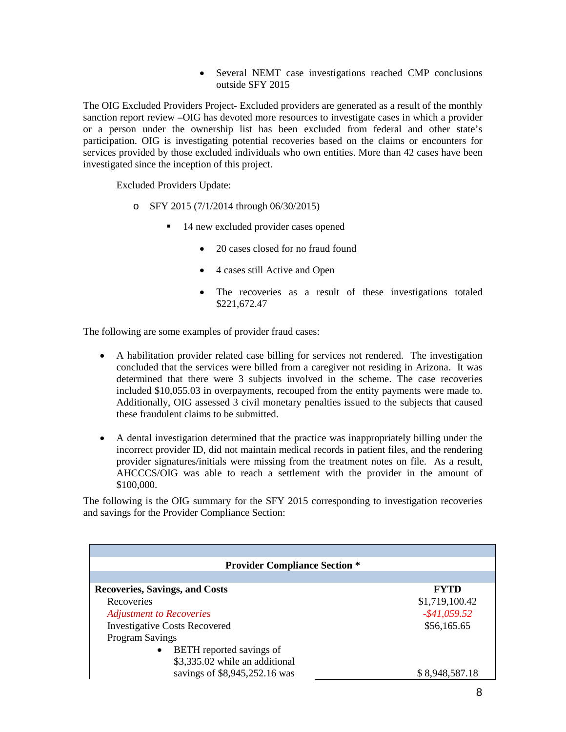- Several NEMT case investigations reached CMP conclusions outside SFY 2015

The OIG Excluded Providers Project- Excluded providers are generated as a result of the monthly sanction report review –OIG has devoted more resources to investigate cases in which a provider or a person under the ownership list has been excluded from federal and other state's participation. OIG is investigating potential recoveries based on the claims or encounters for services provided by those excluded individuals who own entities. More than 42 cases have been investigated since the inception of this project.

Excluded Providers Update:

- SFY 2015 (7/1/2014 through 06/30/2015)
  - 14 new excluded provider cases opened
    - 20 cases closed for no fraud found
    - 4 cases still Active and Open
    - The recoveries as a result of these investigations totaled $221,672.47

The following are some examples of provider fraud cases:

- A habilitation provider related case billing for services not rendered. The investigation concluded that the services were billed from a caregiver not residing in Arizona. It was determined that there were 3 subjects involved in the scheme. The case recoveries included $10,055.03 in overpayments, recouped from the entity payments were made to. Additionally, OIG assessed 3 civil monetary penalties issued to the subjects that caused these fraudulent claims to be submitted.

- A dental investigation determined that the practice was inappropriately billing under the incorrect provider ID, did not maintain medical records in patient files, and the rendering provider signatures/initials were missing from the treatment notes on file. As a result, AHCCCS/OIG was able to reach a settlement with the provider in the amount of $100,000.

The following is the OIG summary for the SFY 2015 corresponding to investigation recoveries and savings for the Provider Compliance Section:

| Provider Compliance Section * | |
|---|---|
| **Recoveries, Savings, and Costs** | **FYTD** |
| Recoveries | $1,719,100.42 |
| *Adjustment to Recoveries* | *-$41,059.52* |
| Investigative Costs Recovered | $56,165.65 |
| Program Savings | |
| • BETH reported savings of $3,335.02 while an additional savings of $8,945,252.16 was | $ 8,948,587.18 |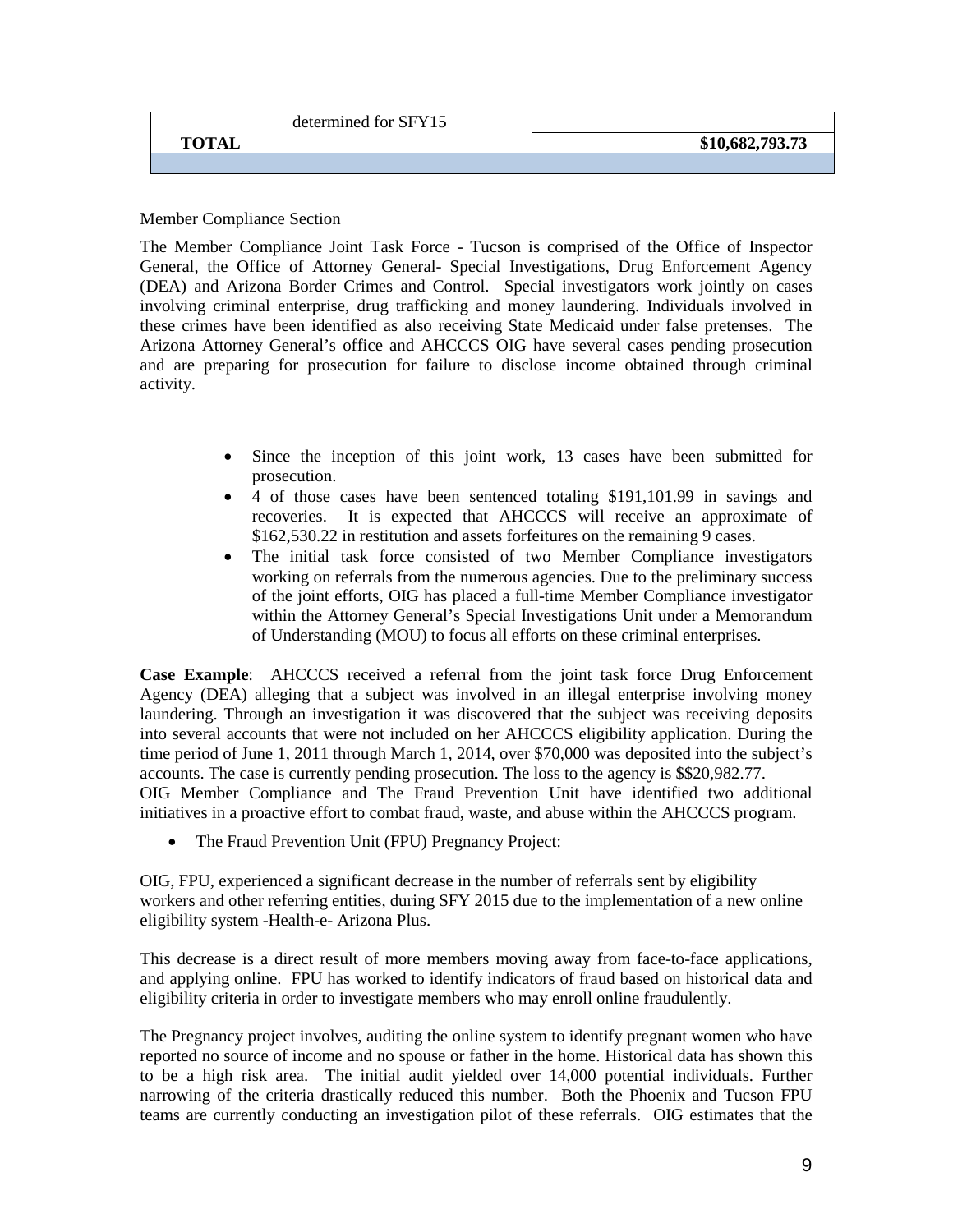| | |
|---|---|
| determined for SFY15 | |
| **TOTAL** | **$10,682,793.73** |

Member Compliance Section

The Member Compliance Joint Task Force - Tucson is comprised of the Office of Inspector General, the Office of Attorney General- Special Investigations, Drug Enforcement Agency (DEA) and Arizona Border Crimes and Control. Special investigators work jointly on cases involving criminal enterprise, drug trafficking and money laundering. Individuals involved in these crimes have been identified as also receiving State Medicaid under false pretenses. The Arizona Attorney General's office and AHCCCS OIG have several cases pending prosecution and are preparing for prosecution for failure to disclose income obtained through criminal activity.

- Since the inception of this joint work, 13 cases have been submitted for prosecution.
- 4 of those cases have been sentenced totaling $191,101.99 in savings and recoveries. It is expected that AHCCCS will receive an approximate of $162,530.22 in restitution and assets forfeitures on the remaining 9 cases.
- The initial task force consisted of two Member Compliance investigators working on referrals from the numerous agencies. Due to the preliminary success of the joint efforts, OIG has placed a full-time Member Compliance investigator within the Attorney General's Special Investigations Unit under a Memorandum of Understanding (MOU) to focus all efforts on these criminal enterprises.

**Case Example**: AHCCCS received a referral from the joint task force Drug Enforcement Agency (DEA) alleging that a subject was involved in an illegal enterprise involving money laundering. Through an investigation it was discovered that the subject was receiving deposits into several accounts that were not included on her AHCCCS eligibility application. During the time period of June 1, 2011 through March 1, 2014, over $70,000 was deposited into the subject's accounts. The case is currently pending prosecution. The loss to the agency is $$20,982.77.
OIG Member Compliance and The Fraud Prevention Unit have identified two additional initiatives in a proactive effort to combat fraud, waste, and abuse within the AHCCCS program.

- The Fraud Prevention Unit (FPU) Pregnancy Project:

OIG, FPU, experienced a significant decrease in the number of referrals sent by eligibility workers and other referring entities, during SFY 2015 due to the implementation of a new online eligibility system -Health-e- Arizona Plus.

This decrease is a direct result of more members moving away from face-to-face applications, and applying online. FPU has worked to identify indicators of fraud based on historical data and eligibility criteria in order to investigate members who may enroll online fraudulently.

The Pregnancy project involves, auditing the online system to identify pregnant women who have reported no source of income and no spouse or father in the home. Historical data has shown this to be a high risk area. The initial audit yielded over 14,000 potential individuals. Further narrowing of the criteria drastically reduced this number. Both the Phoenix and Tucson FPU teams are currently conducting an investigation pilot of these referrals. OIG estimates that the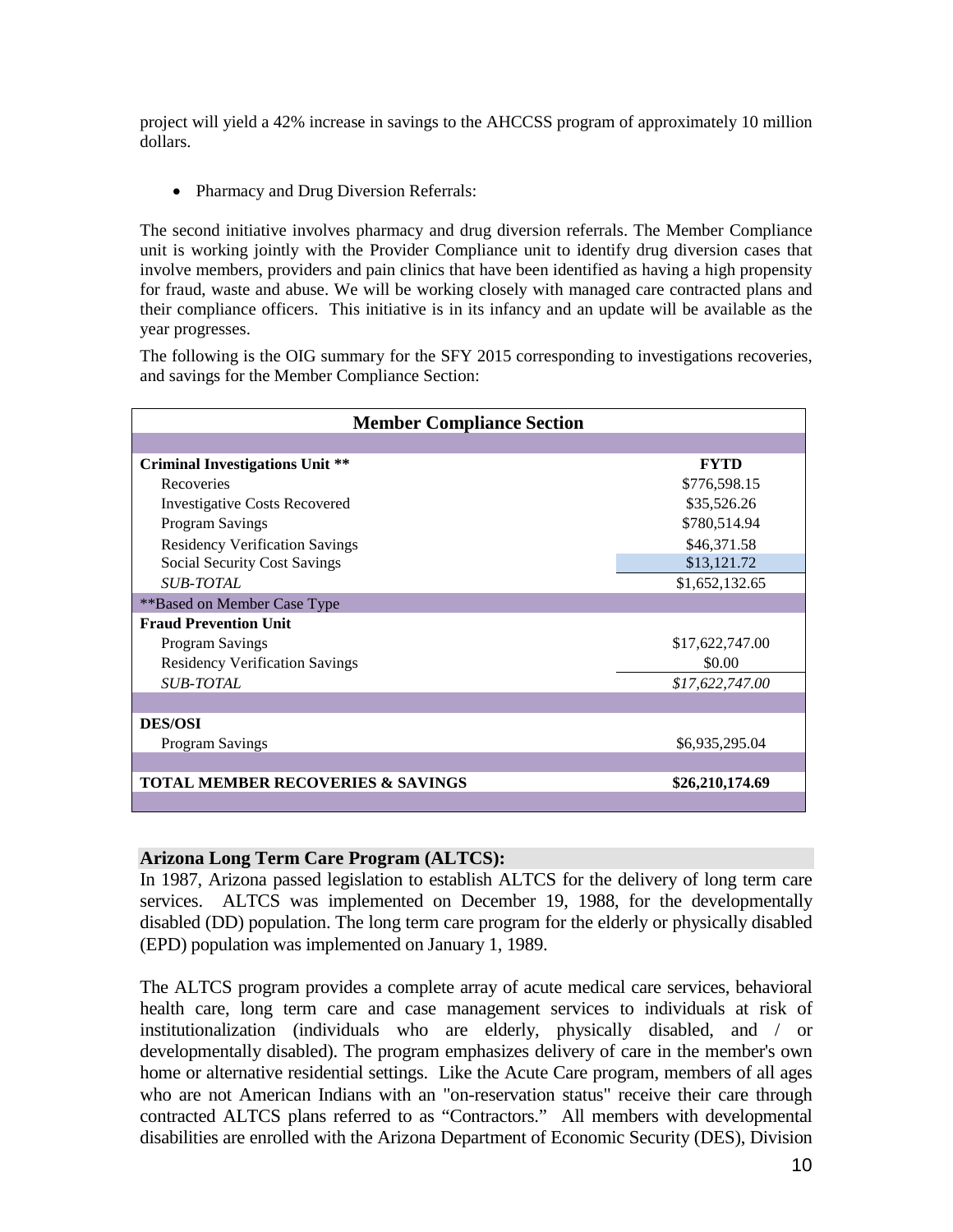project will yield a 42% increase in savings to the AHCCSS program of approximately 10 million dollars.

- Pharmacy and Drug Diversion Referrals:

The second initiative involves pharmacy and drug diversion referrals. The Member Compliance unit is working jointly with the Provider Compliance unit to identify drug diversion cases that involve members, providers and pain clinics that have been identified as having a high propensity for fraud, waste and abuse. We will be working closely with managed care contracted plans and their compliance officers. This initiative is in its infancy and an update will be available as the year progresses.

The following is the OIG summary for the SFY 2015 corresponding to investigations recoveries, and savings for the Member Compliance Section:

| Member Compliance Section | |
|---|---|
| **Criminal Investigations Unit \*\*** | **FYTD** |
| Recoveries | $776,598.15 |
| Investigative Costs Recovered | $35,526.26 |
| Program Savings | $780,514.94 |
| Residency Verification Savings | $46,371.58 |
| Social Security Cost Savings | $13,121.72 |
| *SUB-TOTAL* | $1,652,132.65 |
| \*\*Based on Member Case Type | |
| **Fraud Prevention Unit** | |
| Program Savings | $17,622,747.00 |
| Residency Verification Savings | $0.00 |
| *SUB-TOTAL* | *$17,622,747.00* |
| **DES/OSI** | |
| Program Savings | $6,935,295.04 |
| **TOTAL MEMBER RECOVERIES & SAVINGS** | **$26,210,174.69** |

## Arizona Long Term Care Program (ALTCS):

In 1987, Arizona passed legislation to establish ALTCS for the delivery of long term care services. ALTCS was implemented on December 19, 1988, for the developmentally disabled (DD) population. The long term care program for the elderly or physically disabled (EPD) population was implemented on January 1, 1989.

The ALTCS program provides a complete array of acute medical care services, behavioral health care, long term care and case management services to individuals at risk of institutionalization (individuals who are elderly, physically disabled, and / or developmentally disabled). The program emphasizes delivery of care in the member's own home or alternative residential settings. Like the Acute Care program, members of all ages who are not American Indians with an "on-reservation status" receive their care through contracted ALTCS plans referred to as "Contractors." All members with developmental disabilities are enrolled with the Arizona Department of Economic Security (DES), Division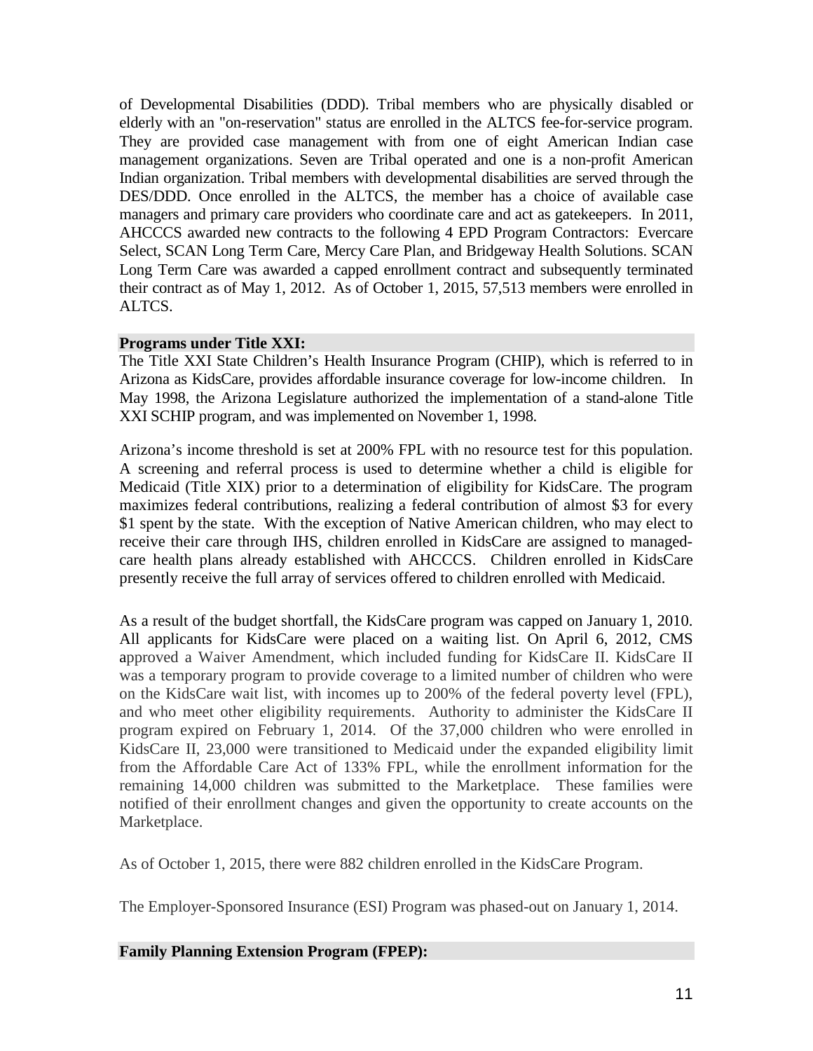of Developmental Disabilities (DDD). Tribal members who are physically disabled or elderly with an "on-reservation" status are enrolled in the ALTCS fee-for-service program. They are provided case management with from one of eight American Indian case management organizations. Seven are Tribal operated and one is a non-profit American Indian organization. Tribal members with developmental disabilities are served through the DES/DDD. Once enrolled in the ALTCS, the member has a choice of available case managers and primary care providers who coordinate care and act as gatekeepers. In 2011, AHCCCS awarded new contracts to the following 4 EPD Program Contractors: Evercare Select, SCAN Long Term Care, Mercy Care Plan, and Bridgeway Health Solutions. SCAN Long Term Care was awarded a capped enrollment contract and subsequently terminated their contract as of May 1, 2012. As of October 1, 2015, 57,513 members were enrolled in ALTCS.

**Programs under Title XXI:**

The Title XXI State Children's Health Insurance Program (CHIP), which is referred to in Arizona as KidsCare, provides affordable insurance coverage for low-income children. In May 1998, the Arizona Legislature authorized the implementation of a stand-alone Title XXI SCHIP program, and was implemented on November 1, 1998.

Arizona's income threshold is set at 200% FPL with no resource test for this population. A screening and referral process is used to determine whether a child is eligible for Medicaid (Title XIX) prior to a determination of eligibility for KidsCare. The program maximizes federal contributions, realizing a federal contribution of almost $3 for every $1 spent by the state. With the exception of Native American children, who may elect to receive their care through IHS, children enrolled in KidsCare are assigned to managed-care health plans already established with AHCCCS. Children enrolled in KidsCare presently receive the full array of services offered to children enrolled with Medicaid.

As a result of the budget shortfall, the KidsCare program was capped on January 1, 2010. All applicants for KidsCare were placed on a waiting list. On April 6, 2012, CMS approved a Waiver Amendment, which included funding for KidsCare II. KidsCare II was a temporary program to provide coverage to a limited number of children who were on the KidsCare wait list, with incomes up to 200% of the federal poverty level (FPL), and who meet other eligibility requirements. Authority to administer the KidsCare II program expired on February 1, 2014. Of the 37,000 children who were enrolled in KidsCare II, 23,000 were transitioned to Medicaid under the expanded eligibility limit from the Affordable Care Act of 133% FPL, while the enrollment information for the remaining 14,000 children was submitted to the Marketplace. These families were notified of their enrollment changes and given the opportunity to create accounts on the Marketplace.

As of October 1, 2015, there were 882 children enrolled in the KidsCare Program.

The Employer-Sponsored Insurance (ESI) Program was phased-out on January 1, 2014.

**Family Planning Extension Program (FPEP):**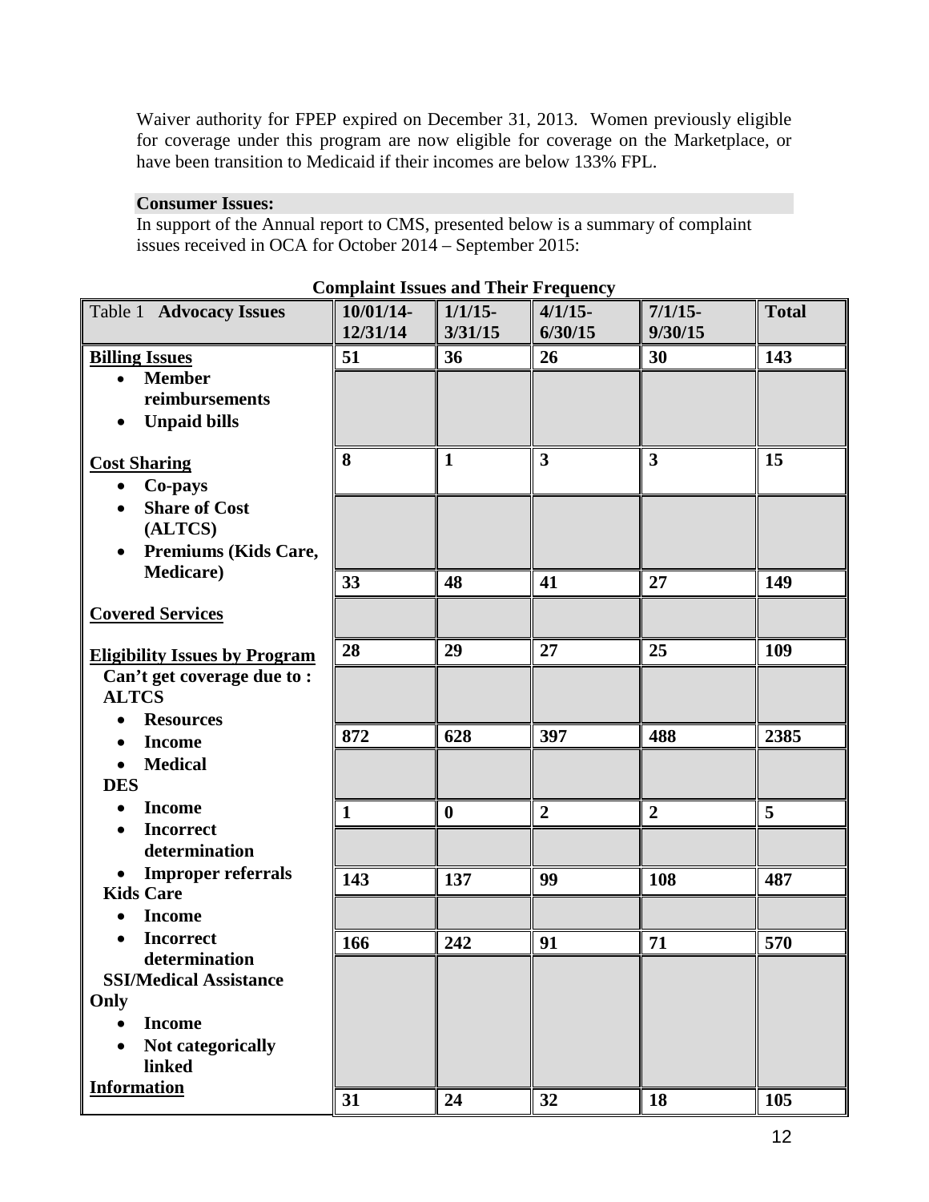Waiver authority for FPEP expired on December 31, 2013. Women previously eligible for coverage under this program are now eligible for coverage on the Marketplace, or have been transition to Medicaid if their incomes are below 133% FPL.

**Consumer Issues:**

In support of the Annual report to CMS, presented below is a summary of complaint issues received in OCA for October 2014 – September 2015:

**Complaint Issues and Their Frequency**

| Table 1 **Advocacy Issues** | **10/01/14-12/31/14** | **1/1/15-3/31/15** | **4/1/15-6/30/15** | **7/1/15-9/30/15** | **Total** |
|---|---|---|---|---|---|
| **Billing Issues**<br>• **Member reimbursements**<br>• **Unpaid bills** | **51** | **36** | **26** | **30** | **143** |
| **Cost Sharing**<br>• **Co-pays**<br>• **Share of Cost (ALTCS)** | **8** | **1** | **3** | **3** | **15** |
| • **Premiums (Kids Care, Medicare)**<br>**Covered Services** | **33** | **48** | **41** | **27** | **149** |
| **Eligibility Issues by Program**<br>**Can't get coverage due to :**<br>**ALTCS**<br>• **Resources** | **28** | **29** | **27** | **25** | **109** |
| • **Income**<br>• **Medical**<br>**DES** | **872** | **628** | **397** | **488** | **2385** |
| • **Income**<br>• **Incorrect determination** | **1** | **0** | **2** | **2** | **5** |
| • **Improper referrals**<br>**Kids Care**<br>• **Income** | **143** | **137** | **99** | **108** | **487** |
| • **Incorrect determination**<br>**SSI/Medical Assistance Only**<br>• **Income**<br>• **Not categorically linked** | **166** | **242** | **91** | **71** | **570** |
| **Information** | **31** | **24** | **32** | **18** | **105** |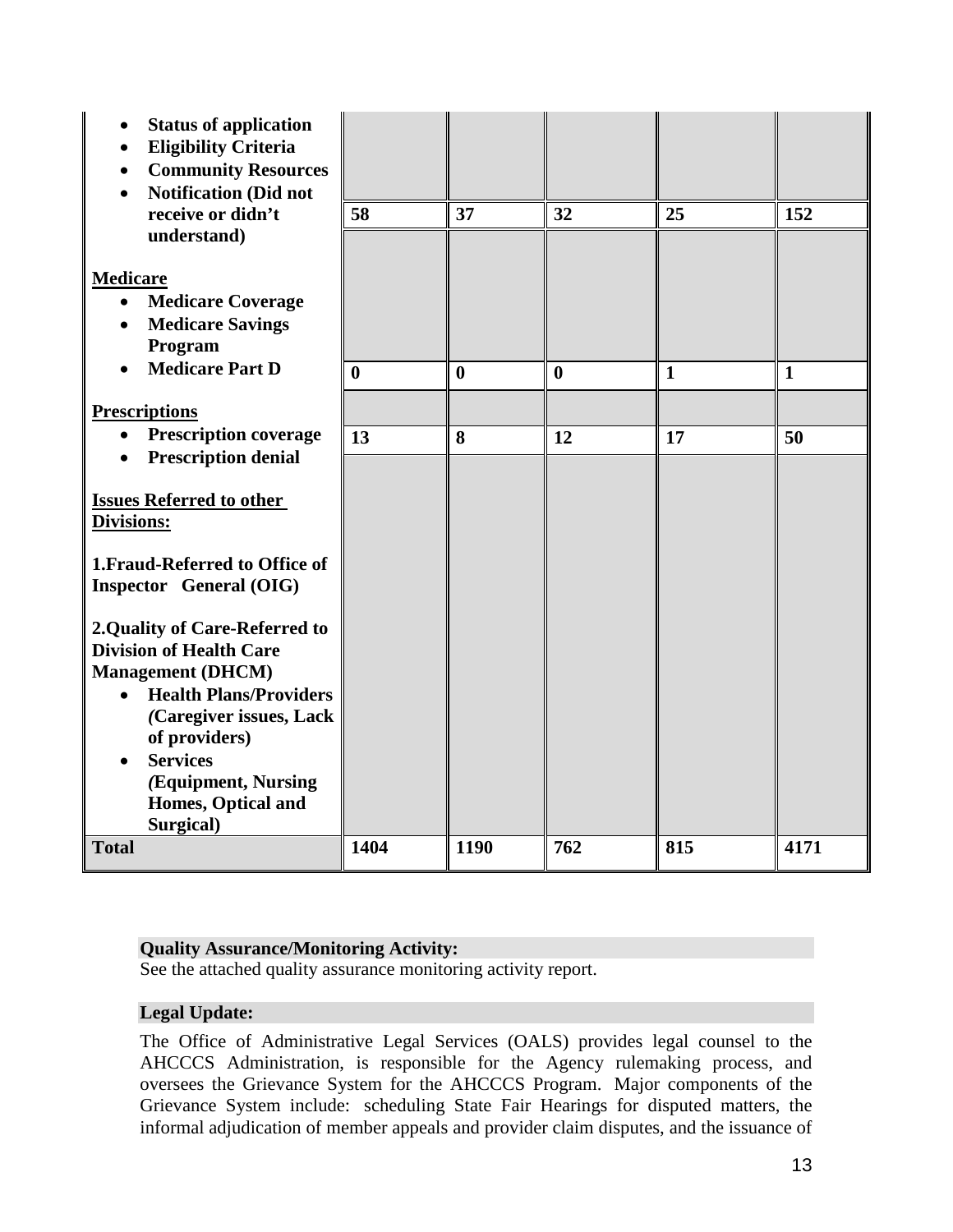| | | | | | |
|---|---|---|---|---|---|
| • **Status of application**<br>• **Eligibility Criteria**<br>• **Community Resources**<br>• **Notification (Did not receive or didn't understand)** | **58** | **37** | **32** | **25** | **152** |
| **Medicare**<br>• **Medicare Coverage**<br>• **Medicare Savings Program**<br>• **Medicare Part D** | **0** | **0** | **0** | **1** | **1** |
| **Prescriptions**<br>• **Prescription coverage**<br>• **Prescription denial** | **13** | **8** | **12** | **17** | **50** |
| **Issues Referred to other Divisions:**<br>**1.Fraud-Referred to Office of Inspector General (OIG)**<br>**2.Quality of Care-Referred to Division of Health Care Management (DHCM)**<br>• **Health Plans/Providers (Caregiver issues, Lack of providers)**<br>• **Services (Equipment, Nursing Homes, Optical and Surgical)** | | | | | |
| **Total** | **1404** | **1190** | **762** | **815** | **4171** |

**Quality Assurance/Monitoring Activity:**

See the attached quality assurance monitoring activity report.

**Legal Update:**

The Office of Administrative Legal Services (OALS) provides legal counsel to the AHCCCS Administration, is responsible for the Agency rulemaking process, and oversees the Grievance System for the AHCCCS Program. Major components of the Grievance System include: scheduling State Fair Hearings for disputed matters, the informal adjudication of member appeals and provider claim disputes, and the issuance of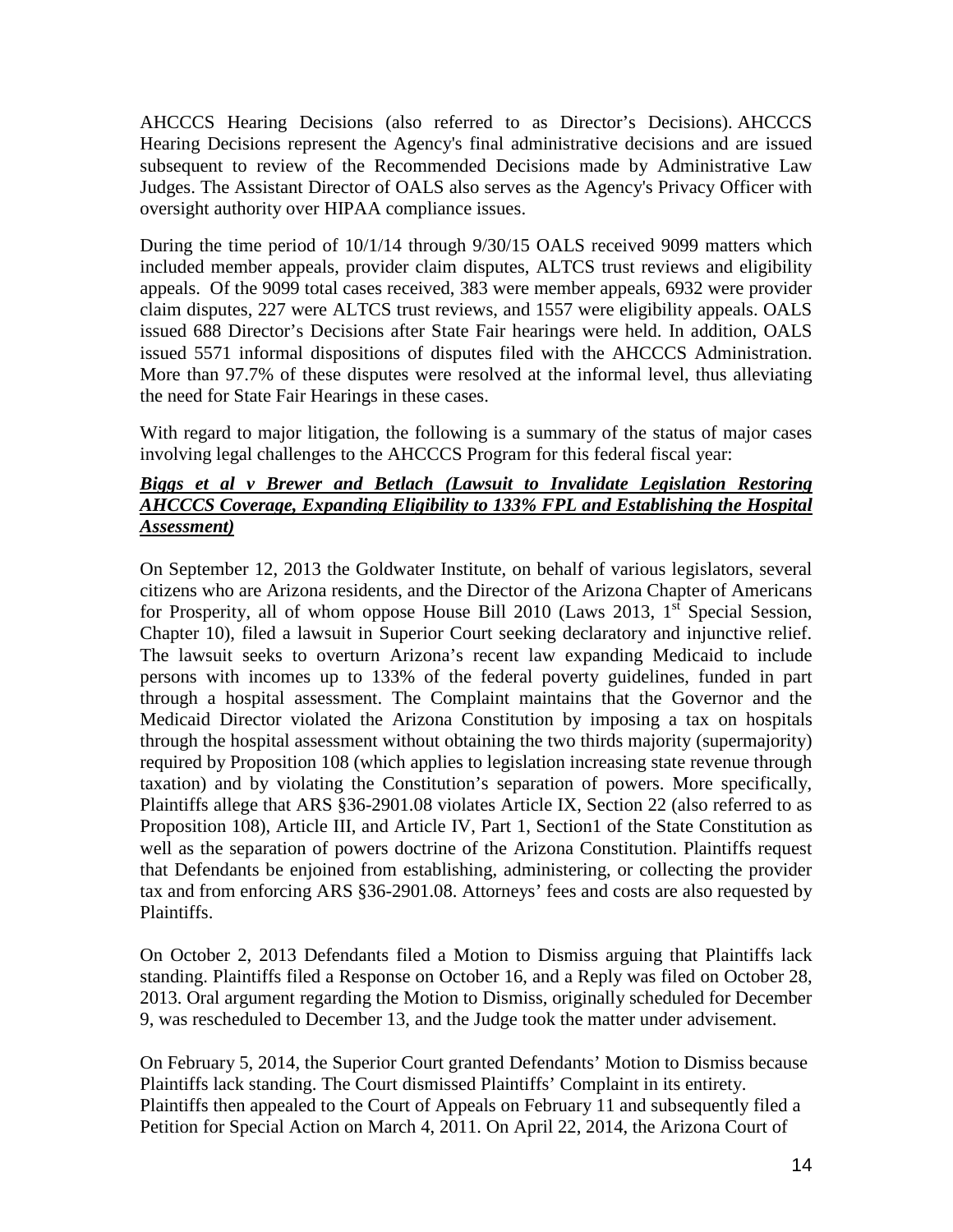AHCCCS Hearing Decisions (also referred to as Director's Decisions). AHCCCS Hearing Decisions represent the Agency's final administrative decisions and are issued subsequent to review of the Recommended Decisions made by Administrative Law Judges. The Assistant Director of OALS also serves as the Agency's Privacy Officer with oversight authority over HIPAA compliance issues.

During the time period of 10/1/14 through 9/30/15 OALS received 9099 matters which included member appeals, provider claim disputes, ALTCS trust reviews and eligibility appeals. Of the 9099 total cases received, 383 were member appeals, 6932 were provider claim disputes, 227 were ALTCS trust reviews, and 1557 were eligibility appeals. OALS issued 688 Director's Decisions after State Fair hearings were held. In addition, OALS issued 5571 informal dispositions of disputes filed with the AHCCCS Administration. More than 97.7% of these disputes were resolved at the informal level, thus alleviating the need for State Fair Hearings in these cases.

With regard to major litigation, the following is a summary of the status of major cases involving legal challenges to the AHCCCS Program for this federal fiscal year:

***Biggs et al v Brewer and Betlach (Lawsuit to Invalidate Legislation Restoring AHCCCS Coverage, Expanding Eligibility to 133% FPL and Establishing the Hospital Assessment)***

On September 12, 2013 the Goldwater Institute, on behalf of various legislators, several citizens who are Arizona residents, and the Director of the Arizona Chapter of Americans for Prosperity, all of whom oppose House Bill 2010 (Laws 2013, 1st Special Session, Chapter 10), filed a lawsuit in Superior Court seeking declaratory and injunctive relief. The lawsuit seeks to overturn Arizona's recent law expanding Medicaid to include persons with incomes up to 133% of the federal poverty guidelines, funded in part through a hospital assessment. The Complaint maintains that the Governor and the Medicaid Director violated the Arizona Constitution by imposing a tax on hospitals through the hospital assessment without obtaining the two thirds majority (supermajority) required by Proposition 108 (which applies to legislation increasing state revenue through taxation) and by violating the Constitution's separation of powers. More specifically, Plaintiffs allege that ARS §36-2901.08 violates Article IX, Section 22 (also referred to as Proposition 108), Article III, and Article IV, Part 1, Section1 of the State Constitution as well as the separation of powers doctrine of the Arizona Constitution. Plaintiffs request that Defendants be enjoined from establishing, administering, or collecting the provider tax and from enforcing ARS §36-2901.08. Attorneys' fees and costs are also requested by Plaintiffs.

On October 2, 2013 Defendants filed a Motion to Dismiss arguing that Plaintiffs lack standing. Plaintiffs filed a Response on October 16, and a Reply was filed on October 28, 2013. Oral argument regarding the Motion to Dismiss, originally scheduled for December 9, was rescheduled to December 13, and the Judge took the matter under advisement.

On February 5, 2014, the Superior Court granted Defendants' Motion to Dismiss because Plaintiffs lack standing. The Court dismissed Plaintiffs' Complaint in its entirety. Plaintiffs then appealed to the Court of Appeals on February 11 and subsequently filed a Petition for Special Action on March 4, 2011. On April 22, 2014, the Arizona Court of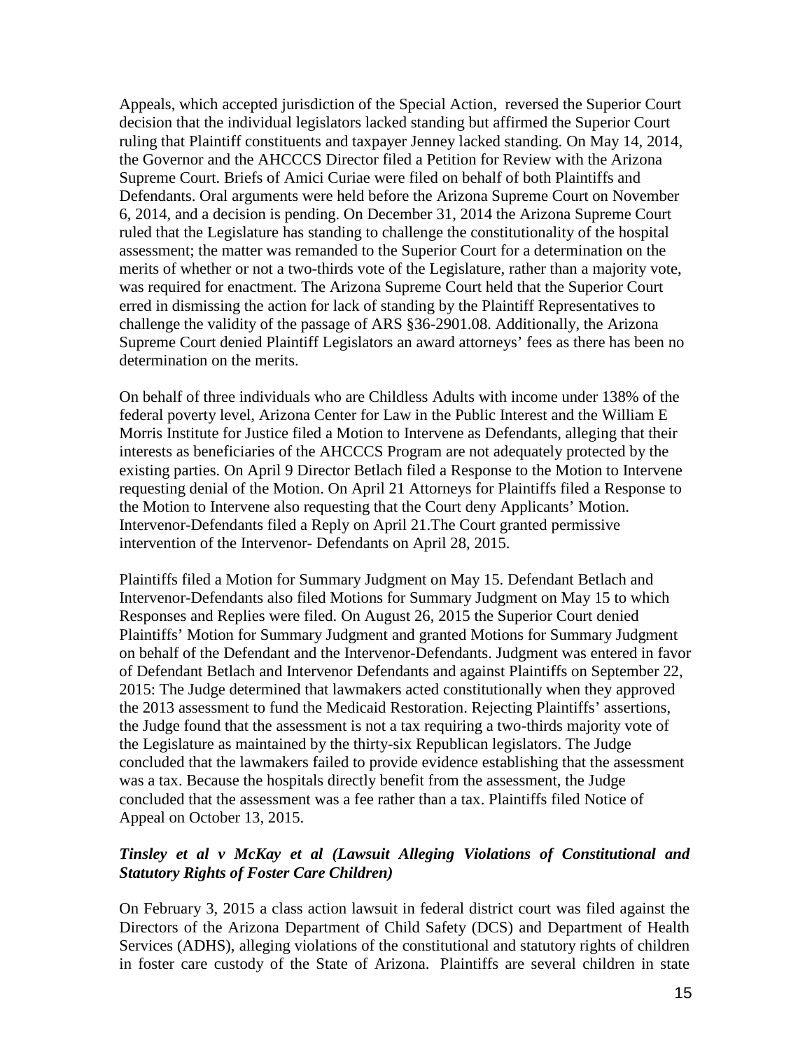Appeals, which accepted jurisdiction of the Special Action, reversed the Superior Court decision that the individual legislators lacked standing but affirmed the Superior Court ruling that Plaintiff constituents and taxpayer Jenney lacked standing. On May 14, 2014, the Governor and the AHCCCS Director filed a Petition for Review with the Arizona Supreme Court. Briefs of Amici Curiae were filed on behalf of both Plaintiffs and Defendants. Oral arguments were held before the Arizona Supreme Court on November 6, 2014, and a decision is pending. On December 31, 2014 the Arizona Supreme Court ruled that the Legislature has standing to challenge the constitutionality of the hospital assessment; the matter was remanded to the Superior Court for a determination on the merits of whether or not a two-thirds vote of the Legislature, rather than a majority vote, was required for enactment. The Arizona Supreme Court held that the Superior Court erred in dismissing the action for lack of standing by the Plaintiff Representatives to challenge the validity of the passage of ARS §36-2901.08. Additionally, the Arizona Supreme Court denied Plaintiff Legislators an award attorneys' fees as there has been no determination on the merits.

On behalf of three individuals who are Childless Adults with income under 138% of the federal poverty level, Arizona Center for Law in the Public Interest and the William E Morris Institute for Justice filed a Motion to Intervene as Defendants, alleging that their interests as beneficiaries of the AHCCCS Program are not adequately protected by the existing parties. On April 9 Director Betlach filed a Response to the Motion to Intervene requesting denial of the Motion. On April 21 Attorneys for Plaintiffs filed a Response to the Motion to Intervene also requesting that the Court deny Applicants' Motion. Intervenor-Defendants filed a Reply on April 21.The Court granted permissive intervention of the Intervenor- Defendants on April 28, 2015.

Plaintiffs filed a Motion for Summary Judgment on May 15. Defendant Betlach and Intervenor-Defendants also filed Motions for Summary Judgment on May 15 to which Responses and Replies were filed. On August 26, 2015 the Superior Court denied Plaintiffs' Motion for Summary Judgment and granted Motions for Summary Judgment on behalf of the Defendant and the Intervenor-Defendants. Judgment was entered in favor of Defendant Betlach and Intervenor Defendants and against Plaintiffs on September 22, 2015: The Judge determined that lawmakers acted constitutionally when they approved the 2013 assessment to fund the Medicaid Restoration. Rejecting Plaintiffs' assertions, the Judge found that the assessment is not a tax requiring a two-thirds majority vote of the Legislature as maintained by the thirty-six Republican legislators. The Judge concluded that the lawmakers failed to provide evidence establishing that the assessment was a tax. Because the hospitals directly benefit from the assessment, the Judge concluded that the assessment was a fee rather than a tax. Plaintiffs filed Notice of Appeal on October 13, 2015.

***Tinsley et al v McKay et al (Lawsuit Alleging Violations of Constitutional and Statutory Rights of Foster Care Children)***

On February 3, 2015 a class action lawsuit in federal district court was filed against the Directors of the Arizona Department of Child Safety (DCS) and Department of Health Services (ADHS), alleging violations of the constitutional and statutory rights of children in foster care custody of the State of Arizona. Plaintiffs are several children in state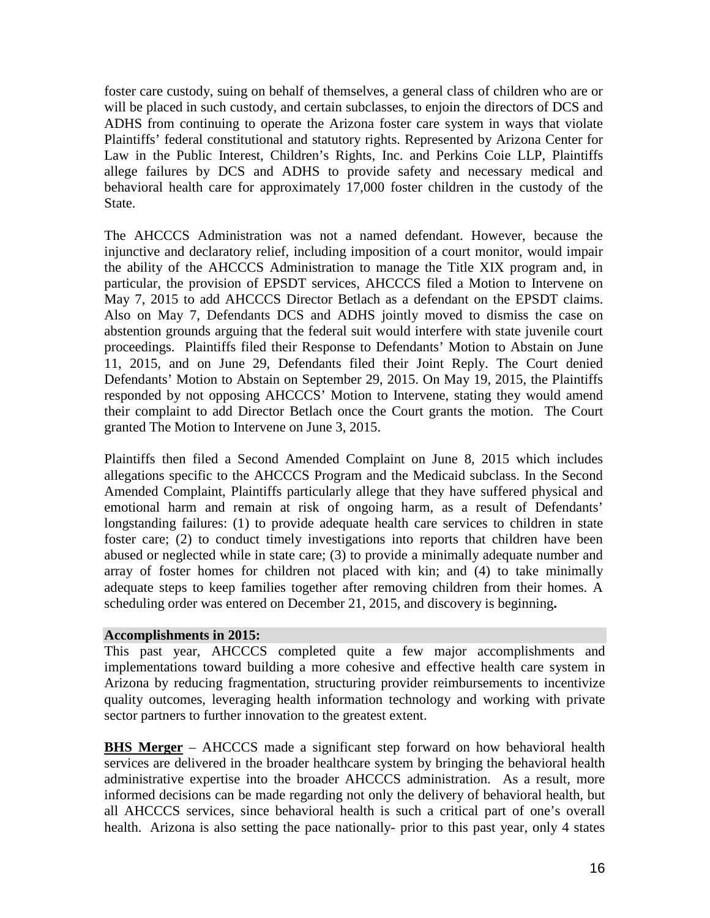foster care custody, suing on behalf of themselves, a general class of children who are or will be placed in such custody, and certain subclasses, to enjoin the directors of DCS and ADHS from continuing to operate the Arizona foster care system in ways that violate Plaintiffs' federal constitutional and statutory rights. Represented by Arizona Center for Law in the Public Interest, Children's Rights, Inc. and Perkins Coie LLP, Plaintiffs allege failures by DCS and ADHS to provide safety and necessary medical and behavioral health care for approximately 17,000 foster children in the custody of the State.

The AHCCCS Administration was not a named defendant. However, because the injunctive and declaratory relief, including imposition of a court monitor, would impair the ability of the AHCCCS Administration to manage the Title XIX program and, in particular, the provision of EPSDT services, AHCCCS filed a Motion to Intervene on May 7, 2015 to add AHCCCS Director Betlach as a defendant on the EPSDT claims. Also on May 7, Defendants DCS and ADHS jointly moved to dismiss the case on abstention grounds arguing that the federal suit would interfere with state juvenile court proceedings. Plaintiffs filed their Response to Defendants' Motion to Abstain on June 11, 2015, and on June 29, Defendants filed their Joint Reply. The Court denied Defendants' Motion to Abstain on September 29, 2015. On May 19, 2015, the Plaintiffs responded by not opposing AHCCCS' Motion to Intervene, stating they would amend their complaint to add Director Betlach once the Court grants the motion. The Court granted The Motion to Intervene on June 3, 2015.

Plaintiffs then filed a Second Amended Complaint on June 8, 2015 which includes allegations specific to the AHCCCS Program and the Medicaid subclass. In the Second Amended Complaint, Plaintiffs particularly allege that they have suffered physical and emotional harm and remain at risk of ongoing harm, as a result of Defendants' longstanding failures: (1) to provide adequate health care services to children in state foster care; (2) to conduct timely investigations into reports that children have been abused or neglected while in state care; (3) to provide a minimally adequate number and array of foster homes for children not placed with kin; and (4) to take minimally adequate steps to keep families together after removing children from their homes. A scheduling order was entered on December 21, 2015, and discovery is beginning**.**

**Accomplishments in 2015:**

This past year, AHCCCS completed quite a few major accomplishments and implementations toward building a more cohesive and effective health care system in Arizona by reducing fragmentation, structuring provider reimbursements to incentivize quality outcomes, leveraging health information technology and working with private sector partners to further innovation to the greatest extent.

**BHS Merger** – AHCCCS made a significant step forward on how behavioral health services are delivered in the broader healthcare system by bringing the behavioral health administrative expertise into the broader AHCCCS administration. As a result, more informed decisions can be made regarding not only the delivery of behavioral health, but all AHCCCS services, since behavioral health is such a critical part of one's overall health. Arizona is also setting the pace nationally- prior to this past year, only 4 states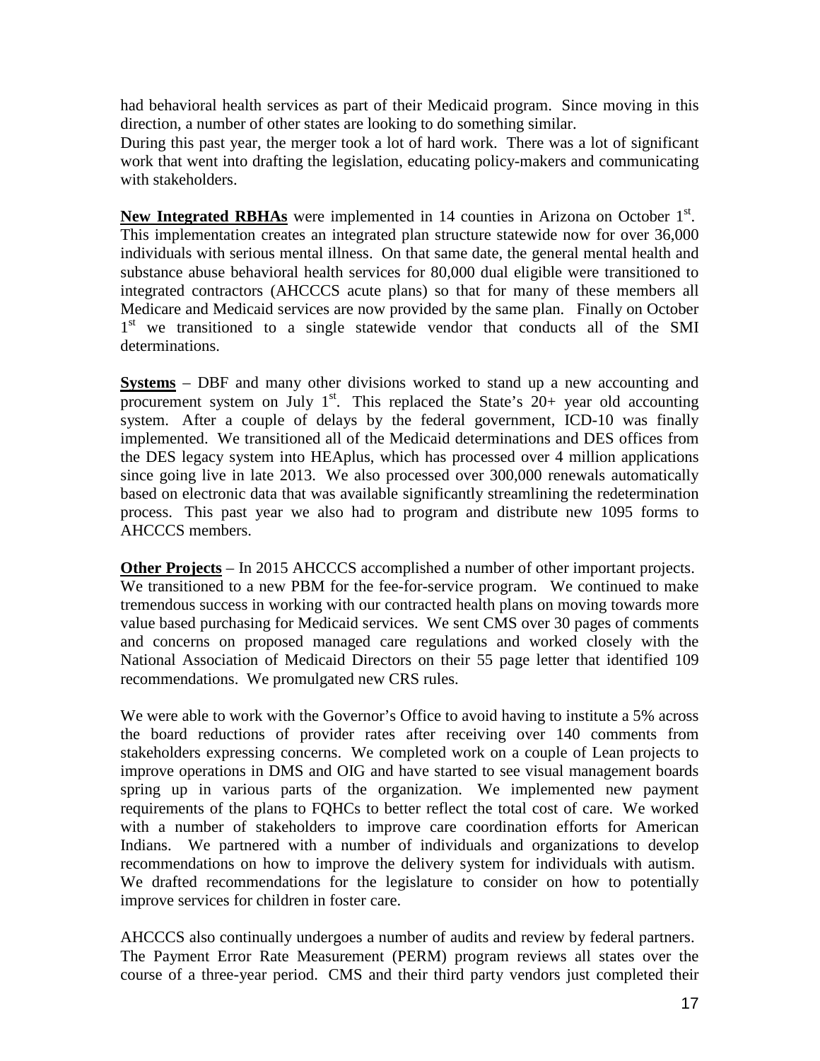had behavioral health services as part of their Medicaid program. Since moving in this direction, a number of other states are looking to do something similar.
During this past year, the merger took a lot of hard work. There was a lot of significant work that went into drafting the legislation, educating policy-makers and communicating with stakeholders.

**New Integrated RBHAs** were implemented in 14 counties in Arizona on October 1st. This implementation creates an integrated plan structure statewide now for over 36,000 individuals with serious mental illness. On that same date, the general mental health and substance abuse behavioral health services for 80,000 dual eligible were transitioned to integrated contractors (AHCCCS acute plans) so that for many of these members all Medicare and Medicaid services are now provided by the same plan. Finally on October 1st we transitioned to a single statewide vendor that conducts all of the SMI determinations.

**Systems** – DBF and many other divisions worked to stand up a new accounting and procurement system on July 1st. This replaced the State's 20+ year old accounting system. After a couple of delays by the federal government, ICD-10 was finally implemented. We transitioned all of the Medicaid determinations and DES offices from the DES legacy system into HEAplus, which has processed over 4 million applications since going live in late 2013. We also processed over 300,000 renewals automatically based on electronic data that was available significantly streamlining the redetermination process. This past year we also had to program and distribute new 1095 forms to AHCCCS members.

**Other Projects** – In 2015 AHCCCS accomplished a number of other important projects. We transitioned to a new PBM for the fee-for-service program. We continued to make tremendous success in working with our contracted health plans on moving towards more value based purchasing for Medicaid services. We sent CMS over 30 pages of comments and concerns on proposed managed care regulations and worked closely with the National Association of Medicaid Directors on their 55 page letter that identified 109 recommendations. We promulgated new CRS rules.

We were able to work with the Governor's Office to avoid having to institute a 5% across the board reductions of provider rates after receiving over 140 comments from stakeholders expressing concerns. We completed work on a couple of Lean projects to improve operations in DMS and OIG and have started to see visual management boards spring up in various parts of the organization. We implemented new payment requirements of the plans to FQHCs to better reflect the total cost of care. We worked with a number of stakeholders to improve care coordination efforts for American Indians. We partnered with a number of individuals and organizations to develop recommendations on how to improve the delivery system for individuals with autism. We drafted recommendations for the legislature to consider on how to potentially improve services for children in foster care.

AHCCCS also continually undergoes a number of audits and review by federal partners. The Payment Error Rate Measurement (PERM) program reviews all states over the course of a three-year period. CMS and their third party vendors just completed their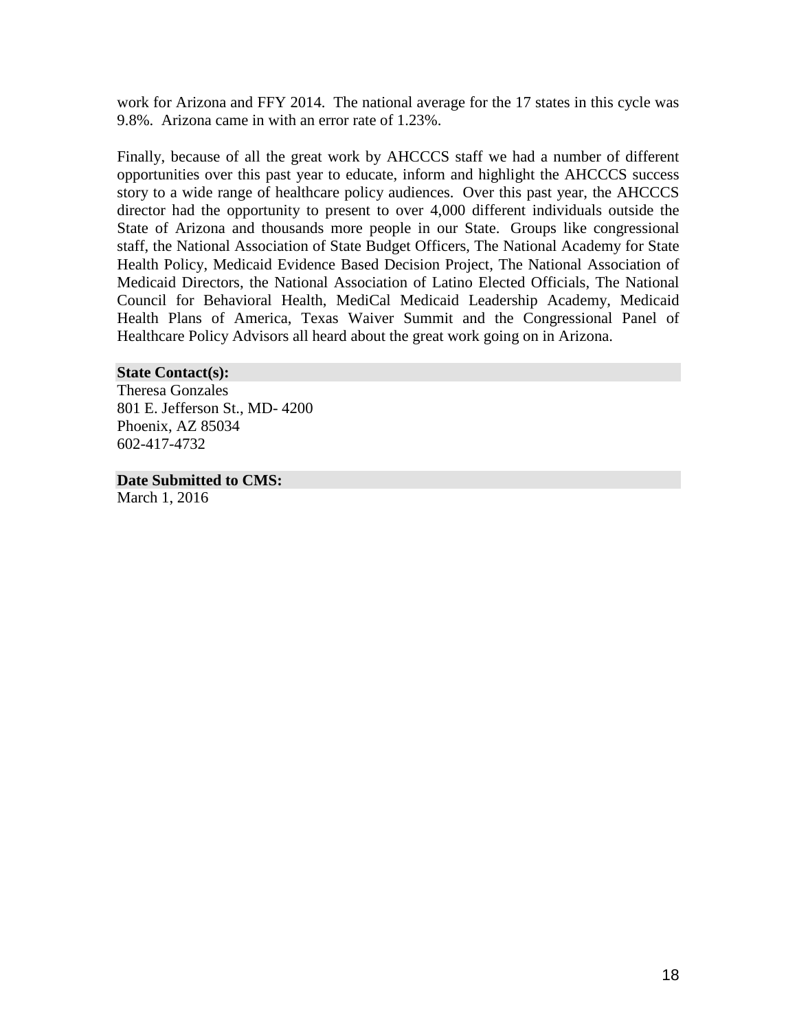work for Arizona and FFY 2014. The national average for the 17 states in this cycle was 9.8%. Arizona came in with an error rate of 1.23%.

Finally, because of all the great work by AHCCCS staff we had a number of different opportunities over this past year to educate, inform and highlight the AHCCCS success story to a wide range of healthcare policy audiences. Over this past year, the AHCCCS director had the opportunity to present to over 4,000 different individuals outside the State of Arizona and thousands more people in our State. Groups like congressional staff, the National Association of State Budget Officers, The National Academy for State Health Policy, Medicaid Evidence Based Decision Project, The National Association of Medicaid Directors, the National Association of Latino Elected Officials, The National Council for Behavioral Health, MediCal Medicaid Leadership Academy, Medicaid Health Plans of America, Texas Waiver Summit and the Congressional Panel of Healthcare Policy Advisors all heard about the great work going on in Arizona.

**State Contact(s):**

Theresa Gonzales
801 E. Jefferson St., MD- 4200
Phoenix, AZ 85034
602-417-4732

**Date Submitted to CMS:**

March 1, 2016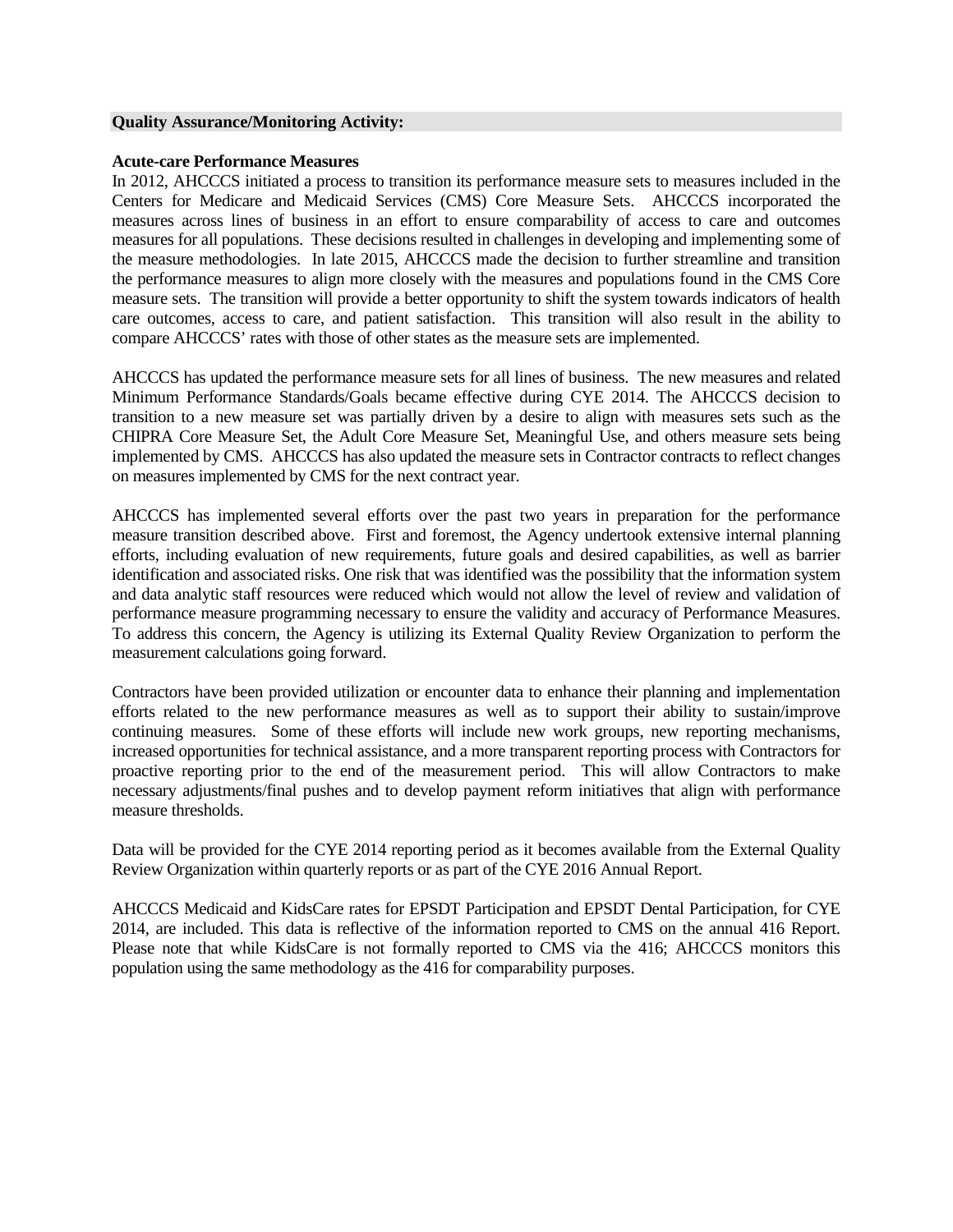**Quality Assurance/Monitoring Activity:**

**Acute-care Performance Measures**

In 2012, AHCCCS initiated a process to transition its performance measure sets to measures included in the Centers for Medicare and Medicaid Services (CMS) Core Measure Sets. AHCCCS incorporated the measures across lines of business in an effort to ensure comparability of access to care and outcomes measures for all populations. These decisions resulted in challenges in developing and implementing some of the measure methodologies. In late 2015, AHCCCS made the decision to further streamline and transition the performance measures to align more closely with the measures and populations found in the CMS Core measure sets. The transition will provide a better opportunity to shift the system towards indicators of health care outcomes, access to care, and patient satisfaction. This transition will also result in the ability to compare AHCCCS' rates with those of other states as the measure sets are implemented.

AHCCCS has updated the performance measure sets for all lines of business. The new measures and related Minimum Performance Standards/Goals became effective during CYE 2014. The AHCCCS decision to transition to a new measure set was partially driven by a desire to align with measures sets such as the CHIPRA Core Measure Set, the Adult Core Measure Set, Meaningful Use, and others measure sets being implemented by CMS. AHCCCS has also updated the measure sets in Contractor contracts to reflect changes on measures implemented by CMS for the next contract year.

AHCCCS has implemented several efforts over the past two years in preparation for the performance measure transition described above. First and foremost, the Agency undertook extensive internal planning efforts, including evaluation of new requirements, future goals and desired capabilities, as well as barrier identification and associated risks. One risk that was identified was the possibility that the information system and data analytic staff resources were reduced which would not allow the level of review and validation of performance measure programming necessary to ensure the validity and accuracy of Performance Measures. To address this concern, the Agency is utilizing its External Quality Review Organization to perform the measurement calculations going forward.

Contractors have been provided utilization or encounter data to enhance their planning and implementation efforts related to the new performance measures as well as to support their ability to sustain/improve continuing measures. Some of these efforts will include new work groups, new reporting mechanisms, increased opportunities for technical assistance, and a more transparent reporting process with Contractors for proactive reporting prior to the end of the measurement period. This will allow Contractors to make necessary adjustments/final pushes and to develop payment reform initiatives that align with performance measure thresholds.

Data will be provided for the CYE 2014 reporting period as it becomes available from the External Quality Review Organization within quarterly reports or as part of the CYE 2016 Annual Report.

AHCCCS Medicaid and KidsCare rates for EPSDT Participation and EPSDT Dental Participation, for CYE 2014, are included. This data is reflective of the information reported to CMS on the annual 416 Report. Please note that while KidsCare is not formally reported to CMS via the 416; AHCCCS monitors this population using the same methodology as the 416 for comparability purposes.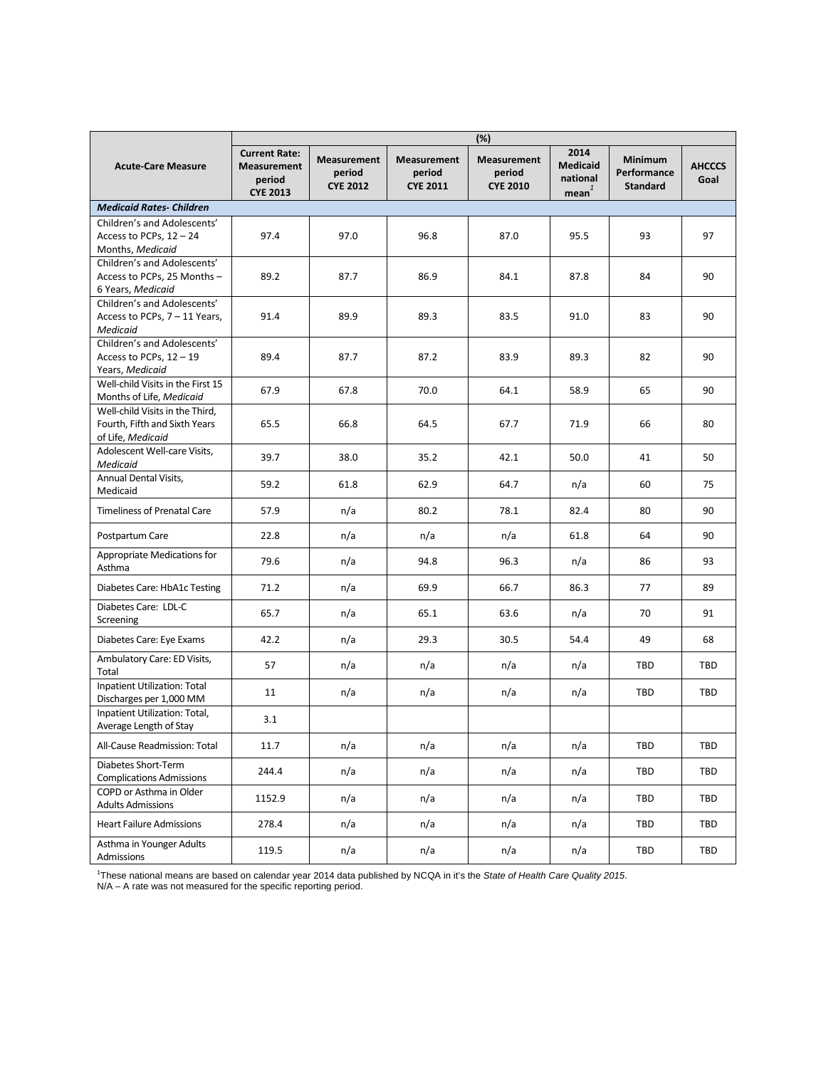| Acute-Care Measure | (%) | | | | | | |
|---|---|---|---|---|---|---|---|
| | Current Rate: Measurement period CYE 2013 | Measurement period CYE 2012 | Measurement period CYE 2011 | Measurement period CYE 2010 | 2014 Medicaid national mean[1] | Minimum Performance Standard | AHCCCS Goal |
| ***Medicaid Rates- Children*** | | | | | | | |
| Children's and Adolescents' Access to PCPs, 12 – 24 Months, *Medicaid* | 97.4 | 97.0 | 96.8 | 87.0 | 95.5 | 93 | 97 |
| Children's and Adolescents' Access to PCPs, 25 Months – 6 Years, *Medicaid* | 89.2 | 87.7 | 86.9 | 84.1 | 87.8 | 84 | 90 |
| Children's and Adolescents' Access to PCPs, 7 – 11 Years, *Medicaid* | 91.4 | 89.9 | 89.3 | 83.5 | 91.0 | 83 | 90 |
| Children's and Adolescents' Access to PCPs, 12 – 19 Years, *Medicaid* | 89.4 | 87.7 | 87.2 | 83.9 | 89.3 | 82 | 90 |
| Well-child Visits in the First 15 Months of Life, *Medicaid* | 67.9 | 67.8 | 70.0 | 64.1 | 58.9 | 65 | 90 |
| Well-child Visits in the Third, Fourth, Fifth and Sixth Years of Life, *Medicaid* | 65.5 | 66.8 | 64.5 | 67.7 | 71.9 | 66 | 80 |
| Adolescent Well-care Visits, *Medicaid* | 39.7 | 38.0 | 35.2 | 42.1 | 50.0 | 41 | 50 |
| Annual Dental Visits, Medicaid | 59.2 | 61.8 | 62.9 | 64.7 | n/a | 60 | 75 |
| Timeliness of Prenatal Care | 57.9 | n/a | 80.2 | 78.1 | 82.4 | 80 | 90 |
| Postpartum Care | 22.8 | n/a | n/a | n/a | 61.8 | 64 | 90 |
| Appropriate Medications for Asthma | 79.6 | n/a | 94.8 | 96.3 | n/a | 86 | 93 |
| Diabetes Care: HbA1c Testing | 71.2 | n/a | 69.9 | 66.7 | 86.3 | 77 | 89 |
| Diabetes Care: LDL-C Screening | 65.7 | n/a | 65.1 | 63.6 | n/a | 70 | 91 |
| Diabetes Care: Eye Exams | 42.2 | n/a | 29.3 | 30.5 | 54.4 | 49 | 68 |
| Ambulatory Care: ED Visits, Total | 57 | n/a | n/a | n/a | n/a | TBD | TBD |
| Inpatient Utilization: Total Discharges per 1,000 MM | 11 | n/a | n/a | n/a | n/a | TBD | TBD |
| Inpatient Utilization: Total, Average Length of Stay | 3.1 | | | | | | |
| All-Cause Readmission: Total | 11.7 | n/a | n/a | n/a | n/a | TBD | TBD |
| Diabetes Short-Term Complications Admissions | 244.4 | n/a | n/a | n/a | n/a | TBD | TBD |
| COPD or Asthma in Older Adults Admissions | 1152.9 | n/a | n/a | n/a | n/a | TBD | TBD |
| Heart Failure Admissions | 278.4 | n/a | n/a | n/a | n/a | TBD | TBD |
| Asthma in Younger Adults Admissions | 119.5 | n/a | n/a | n/a | n/a | TBD | TBD |

[1]These national means are based on calendar year 2014 data published by NCQA in it's the *State of Health Care Quality 2015*.
N/A – A rate was not measured for the specific reporting period.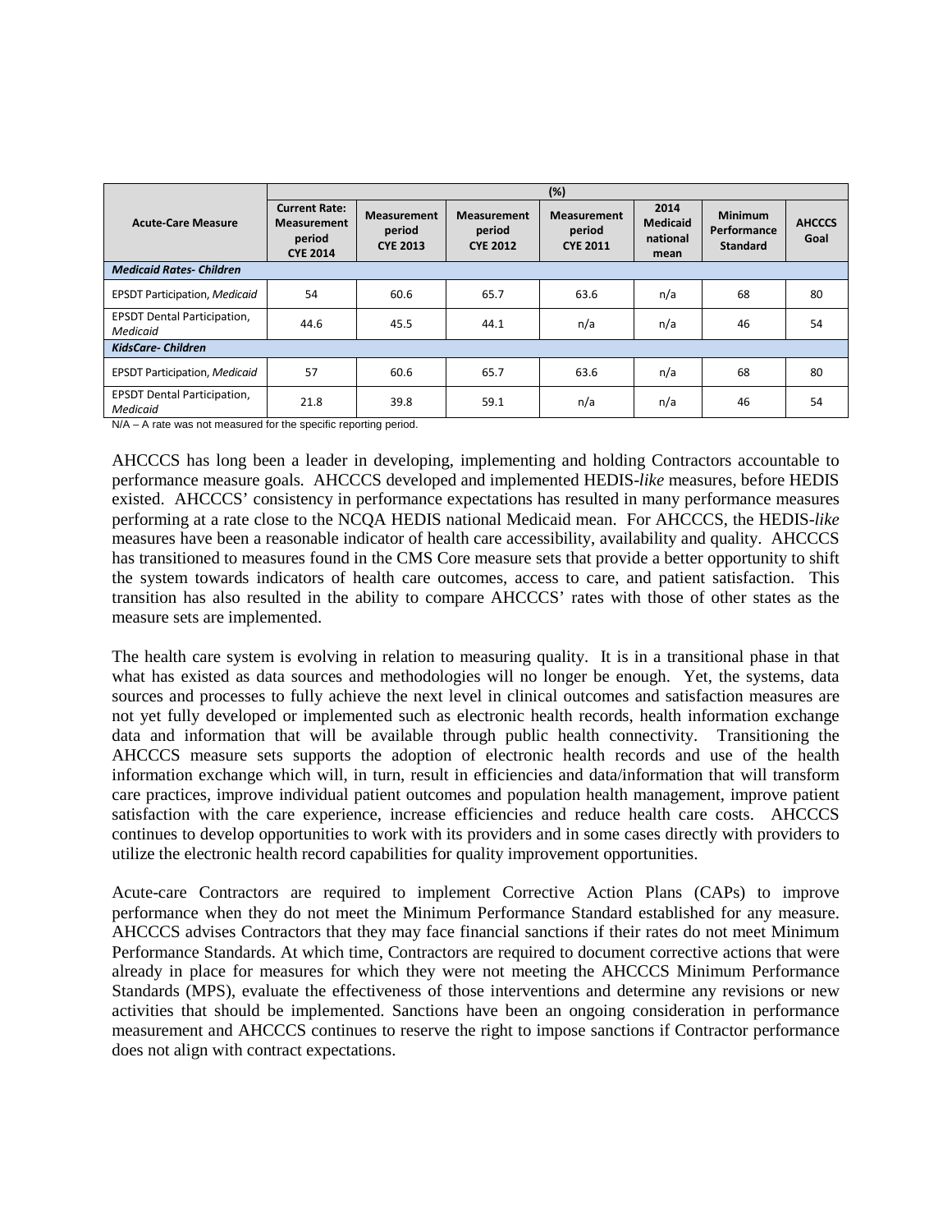| Acute-Care Measure | (%) | | | | | | |
|---|---|---|---|---|---|---|---|
| | Current Rate: Measurement period CYE 2014 | Measurement period CYE 2013 | Measurement period CYE 2012 | Measurement period CYE 2011 | 2014 Medicaid national mean | Minimum Performance Standard | AHCCCS Goal |
| ***Medicaid Rates- Children*** | | | | | | | |
| EPSDT Participation, *Medicaid* | 54 | 60.6 | 65.7 | 63.6 | n/a | 68 | 80 |
| EPSDT Dental Participation, *Medicaid* | 44.6 | 45.5 | 44.1 | n/a | n/a | 46 | 54 |
| ***KidsCare- Children*** | | | | | | | |
| EPSDT Participation, *Medicaid* | 57 | 60.6 | 65.7 | 63.6 | n/a | 68 | 80 |
| EPSDT Dental Participation, *Medicaid* | 21.8 | 39.8 | 59.1 | n/a | n/a | 46 | 54 |

N/A – A rate was not measured for the specific reporting period.

AHCCCS has long been a leader in developing, implementing and holding Contractors accountable to performance measure goals. AHCCCS developed and implemented HEDIS-*like* measures, before HEDIS existed. AHCCCS' consistency in performance expectations has resulted in many performance measures performing at a rate close to the NCQA HEDIS national Medicaid mean. For AHCCCS, the HEDIS-*like* measures have been a reasonable indicator of health care accessibility, availability and quality. AHCCCS has transitioned to measures found in the CMS Core measure sets that provide a better opportunity to shift the system towards indicators of health care outcomes, access to care, and patient satisfaction. This transition has also resulted in the ability to compare AHCCCS' rates with those of other states as the measure sets are implemented.

The health care system is evolving in relation to measuring quality. It is in a transitional phase in that what has existed as data sources and methodologies will no longer be enough. Yet, the systems, data sources and processes to fully achieve the next level in clinical outcomes and satisfaction measures are not yet fully developed or implemented such as electronic health records, health information exchange data and information that will be available through public health connectivity. Transitioning the AHCCCS measure sets supports the adoption of electronic health records and use of the health information exchange which will, in turn, result in efficiencies and data/information that will transform care practices, improve individual patient outcomes and population health management, improve patient satisfaction with the care experience, increase efficiencies and reduce health care costs. AHCCCS continues to develop opportunities to work with its providers and in some cases directly with providers to utilize the electronic health record capabilities for quality improvement opportunities.

Acute-care Contractors are required to implement Corrective Action Plans (CAPs) to improve performance when they do not meet the Minimum Performance Standard established for any measure. AHCCCS advises Contractors that they may face financial sanctions if their rates do not meet Minimum Performance Standards. At which time, Contractors are required to document corrective actions that were already in place for measures for which they were not meeting the AHCCCS Minimum Performance Standards (MPS), evaluate the effectiveness of those interventions and determine any revisions or new activities that should be implemented. Sanctions have been an ongoing consideration in performance measurement and AHCCCS continues to reserve the right to impose sanctions if Contractor performance does not align with contract expectations.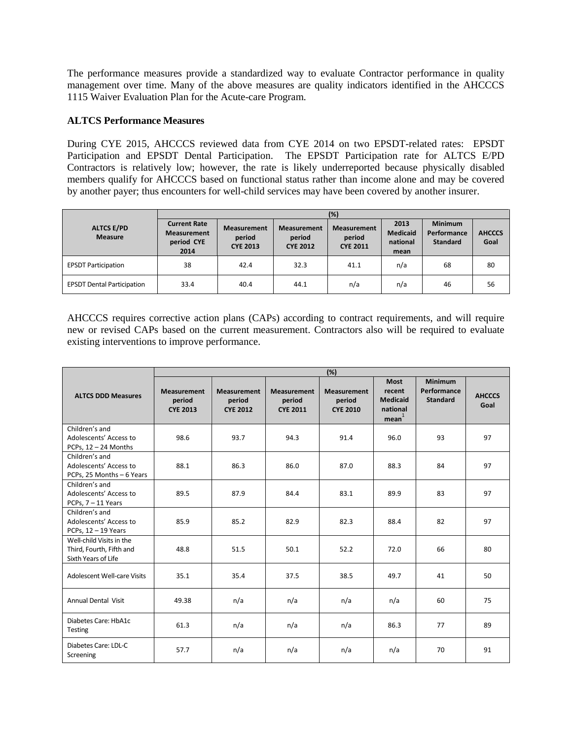The performance measures provide a standardized way to evaluate Contractor performance in quality management over time. Many of the above measures are quality indicators identified in the AHCCCS 1115 Waiver Evaluation Plan for the Acute-care Program.

**ALTCS Performance Measures**

During CYE 2015, AHCCCS reviewed data from CYE 2014 on two EPSDT-related rates: EPSDT Participation and EPSDT Dental Participation. The EPSDT Participation rate for ALTCS E/PD Contractors is relatively low; however, the rate is likely underreported because physically disabled members qualify for AHCCCS based on functional status rather than income alone and may be covered by another payer; thus encounters for well-child services may have been covered by another insurer.

| ALTCS E/PD Measure | (%) | | | | | | |
|---|---|---|---|---|---|---|---|
| | Current Rate Measurement period CYE 2014 | Measurement period CYE 2013 | Measurement period CYE 2012 | Measurement period CYE 2011 | 2013 Medicaid national mean | Minimum Performance Standard | AHCCCS Goal |
| EPSDT Participation | 38 | 42.4 | 32.3 | 41.1 | n/a | 68 | 80 |
| EPSDT Dental Participation | 33.4 | 40.4 | 44.1 | n/a | n/a | 46 | 56 |

AHCCCS requires corrective action plans (CAPs) according to contract requirements, and will require new or revised CAPs based on the current measurement. Contractors also will be required to evaluate existing interventions to improve performance.

| ALTCS DDD Measures | (%) | | | | | | |
|---|---|---|---|---|---|---|---|
| | Measurement period CYE 2013 | Measurement period CYE 2012 | Measurement period CYE 2011 | Measurement period CYE 2010 | Most recent Medicaid national mean[1] | Minimum Performance Standard | AHCCCS Goal |
| Children's and Adolescents' Access to PCPs, 12 – 24 Months | 98.6 | 93.7 | 94.3 | 91.4 | 96.0 | 93 | 97 |
| Children's and Adolescents' Access to PCPs, 25 Months – 6 Years | 88.1 | 86.3 | 86.0 | 87.0 | 88.3 | 84 | 97 |
| Children's and Adolescents' Access to PCPs, 7 – 11 Years | 89.5 | 87.9 | 84.4 | 83.1 | 89.9 | 83 | 97 |
| Children's and Adolescents' Access to PCPs, 12 – 19 Years | 85.9 | 85.2 | 82.9 | 82.3 | 88.4 | 82 | 97 |
| Well-child Visits in the Third, Fourth, Fifth and Sixth Years of Life | 48.8 | 51.5 | 50.1 | 52.2 | 72.0 | 66 | 80 |
| Adolescent Well-care Visits | 35.1 | 35.4 | 37.5 | 38.5 | 49.7 | 41 | 50 |
| Annual Dental Visit | 49.38 | n/a | n/a | n/a | n/a | 60 | 75 |
| Diabetes Care: HbA1c Testing | 61.3 | n/a | n/a | n/a | 86.3 | 77 | 89 |
| Diabetes Care: LDL-C Screening | 57.7 | n/a | n/a | n/a | n/a | 70 | 91 |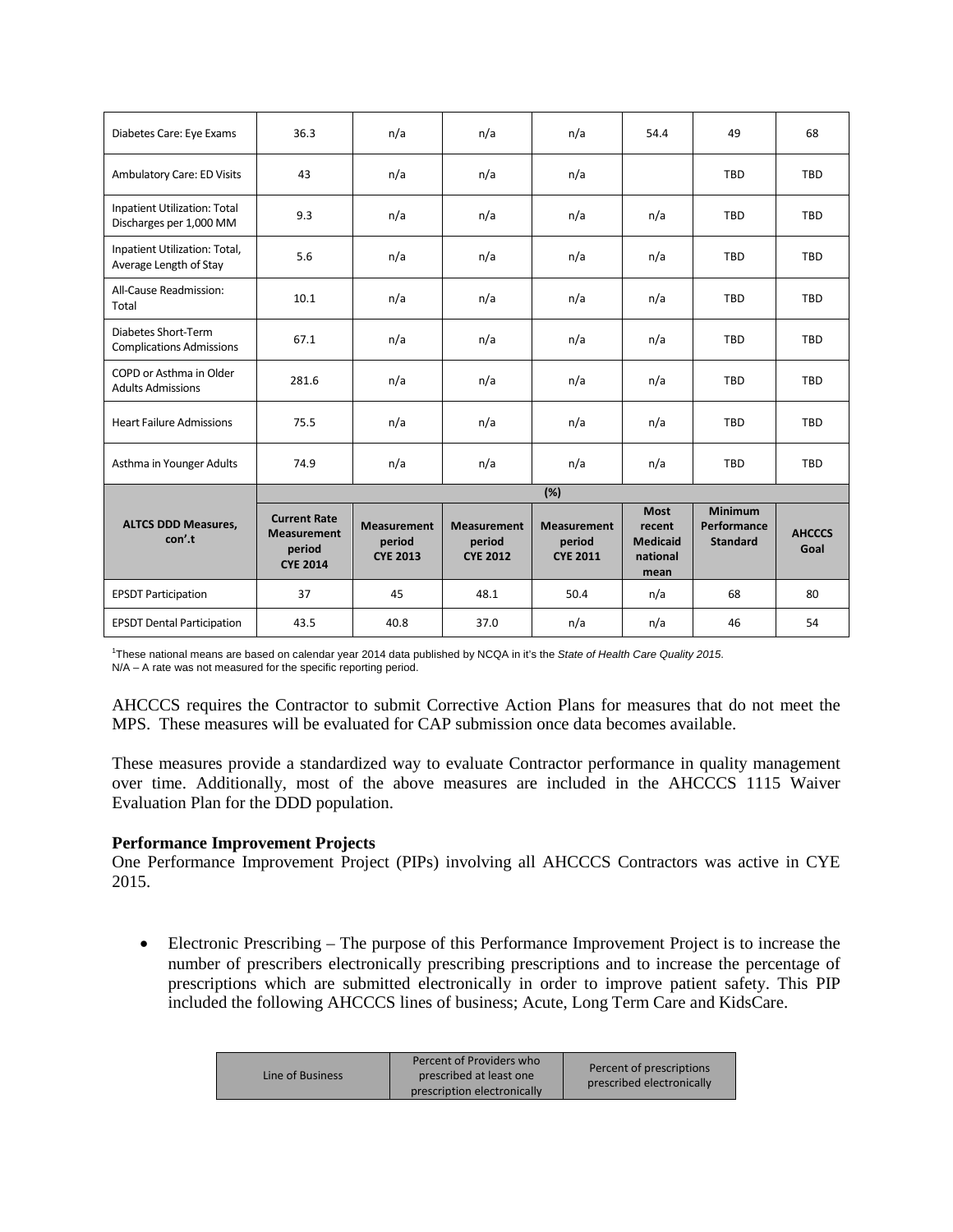| | | | | | | | |
|---|---|---|---|---|---|---|---|
| Diabetes Care: Eye Exams | 36.3 | n/a | n/a | n/a | 54.4 | 49 | 68 |
| Ambulatory Care: ED Visits | 43 | n/a | n/a | n/a | | TBD | TBD |
| Inpatient Utilization: Total Discharges per 1,000 MM | 9.3 | n/a | n/a | n/a | n/a | TBD | TBD |
| Inpatient Utilization: Total, Average Length of Stay | 5.6 | n/a | n/a | n/a | n/a | TBD | TBD |
| All-Cause Readmission: Total | 10.1 | n/a | n/a | n/a | n/a | TBD | TBD |
| Diabetes Short-Term Complications Admissions | 67.1 | n/a | n/a | n/a | n/a | TBD | TBD |
| COPD or Asthma in Older Adults Admissions | 281.6 | n/a | n/a | n/a | n/a | TBD | TBD |
| Heart Failure Admissions | 75.5 | n/a | n/a | n/a | n/a | TBD | TBD |
| Asthma in Younger Adults | 74.9 | n/a | n/a | n/a | n/a | TBD | TBD |
| | (%) | | | | | | |
| **ALTCS DDD Measures, con'.t** | **Current Rate Measurement period CYE 2014** | **Measurement period CYE 2013** | **Measurement period CYE 2012** | **Measurement period CYE 2011** | **Most recent Medicaid national mean** | **Minimum Performance Standard** | **AHCCCS Goal** |
| EPSDT Participation | 37 | 45 | 48.1 | 50.4 | n/a | 68 | 80 |
| EPSDT Dental Participation | 43.5 | 40.8 | 37.0 | n/a | n/a | 46 | 54 |

[1]These national means are based on calendar year 2014 data published by NCQA in it's the *State of Health Care Quality 2015*.
N/A – A rate was not measured for the specific reporting period.

AHCCCS requires the Contractor to submit Corrective Action Plans for measures that do not meet the MPS. These measures will be evaluated for CAP submission once data becomes available.

These measures provide a standardized way to evaluate Contractor performance in quality management over time. Additionally, most of the above measures are included in the AHCCCS 1115 Waiver Evaluation Plan for the DDD population.

**Performance Improvement Projects**

One Performance Improvement Project (PIPs) involving all AHCCCS Contractors was active in CYE 2015.

- Electronic Prescribing – The purpose of this Performance Improvement Project is to increase the number of prescribers electronically prescribing prescriptions and to increase the percentage of prescriptions which are submitted electronically in order to improve patient safety. This PIP included the following AHCCCS lines of business; Acute, Long Term Care and KidsCare.

| Line of Business | Percent of Providers who prescribed at least one prescription electronically | Percent of prescriptions prescribed electronically |
|---|---|---|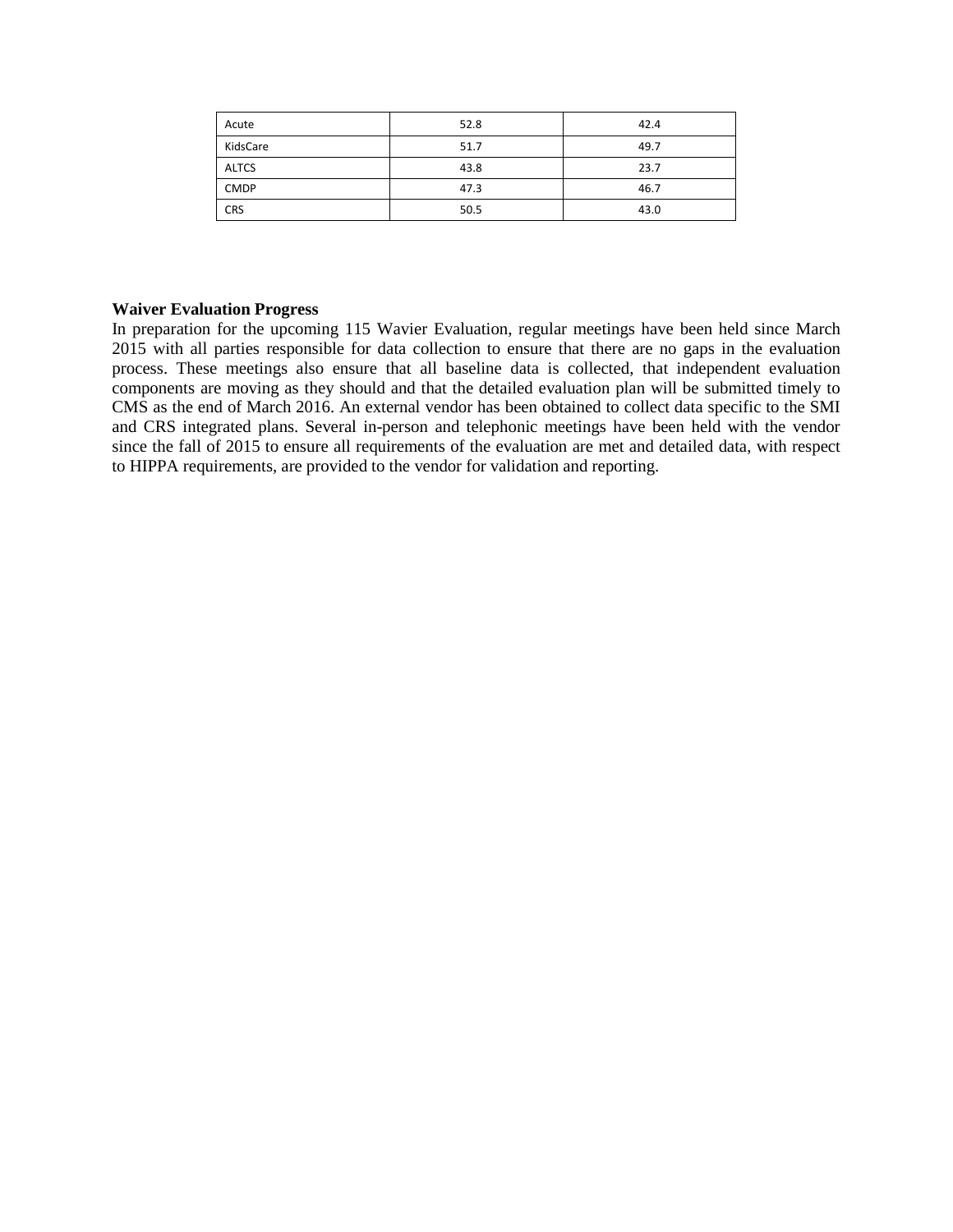| | | |
|---|---|---|
| Acute | 52.8 | 42.4 |
| KidsCare | 51.7 | 49.7 |
| ALTCS | 43.8 | 23.7 |
| CMDP | 47.3 | 46.7 |
| CRS | 50.5 | 43.0 |

**Waiver Evaluation Progress**

In preparation for the upcoming 115 Wavier Evaluation, regular meetings have been held since March 2015 with all parties responsible for data collection to ensure that there are no gaps in the evaluation process. These meetings also ensure that all baseline data is collected, that independent evaluation components are moving as they should and that the detailed evaluation plan will be submitted timely to CMS as the end of March 2016. An external vendor has been obtained to collect data specific to the SMI and CRS integrated plans. Several in-person and telephonic meetings have been held with the vendor since the fall of 2015 to ensure all requirements of the evaluation are met and detailed data, with respect to HIPPA requirements, are provided to the vendor for validation and reporting.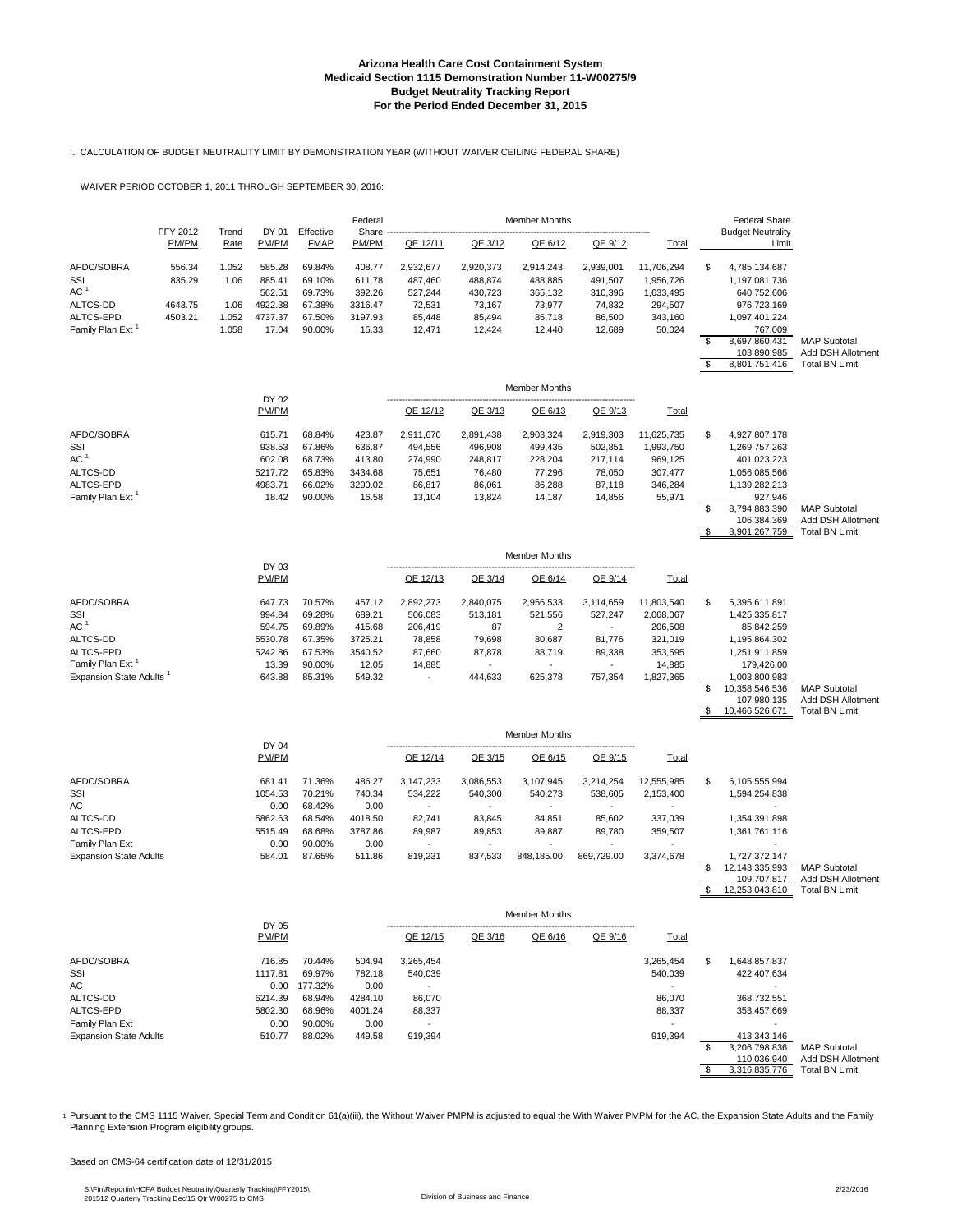# Arizona Health Care Cost Containment System
## Medicaid Section 1115 Demonstration Number 11-W00275/9
## Budget Neutrality Tracking Report
## For the Period Ended December 31, 2015

I. CALCULATION OF BUDGET NEUTRALITY LIMIT BY DEMONSTRATION YEAR (WITHOUT WAIVER CEILING FEDERAL SHARE)

WAIVER PERIOD OCTOBER 1, 2011 THROUGH SEPTEMBER 30, 2016:

| | FFY 2012 PM/PM | Trend Rate | DY 01 PM/PM | Effective FMAP | Federal Share PM/PM | Member Months QE 12/11 | QE 3/12 | QE 6/12 | QE 9/12 | Total | Federal Share Budget Neutrality Limit | |
|---|---|---|---|---|---|---|---|---|---|---|---|---|
| AFDC/SOBRA | 556.34 | 1.052 | 585.28 | 69.84% | 408.77 | 2,932,677 | 2,920,373 | 2,914,243 | 2,939,001 | 11,706,294 | $ 4,785,134,687 | |
| SSI | 835.29 | 1.06 | 885.41 | 69.10% | 611.78 | 487,460 | 488,874 | 488,885 | 491,507 | 1,956,726 | 1,197,081,736 | |
| AC [1] | | | 562.51 | 69.73% | 392.26 | 527,244 | 430,723 | 365,132 | 310,396 | 1,633,495 | 640,752,606 | |
| ALTCS-DD | 4643.75 | 1.06 | 4922.38 | 67.38% | 3316.47 | 72,531 | 73,167 | 73,977 | 74,832 | 294,507 | 976,723,169 | |
| ALTCS-EPD | 4503.21 | 1.052 | 4737.37 | 67.50% | 3197.93 | 85,448 | 85,494 | 85,718 | 86,500 | 343,160 | 1,097,401,224 | |
| Family Plan Ext [1] | | 1.058 | 17.04 | 90.00% | 15.33 | 12,471 | 12,424 | 12,440 | 12,689 | 50,024 | 767,009 | |
| | | | | | | | | | | | $ 8,697,860,431 | MAP Subtotal |
| | | | | | | | | | | | 103,890,985 | Add DSH Allotment |
| | | | | | | | | | | | $ 8,801,751,416 | Total BN Limit |

| | DY 02 PM/PM | | | Member Months QE 12/12 | QE 3/13 | QE 6/13 | QE 9/13 | Total | | |
|---|---|---|---|---|---|---|---|---|---|---|
| AFDC/SOBRA | 615.71 | 68.84% | 423.87 | 2,911,670 | 2,891,438 | 2,903,324 | 2,919,303 | 11,625,735 | $ 4,927,807,178 | |
| SSI | 938.53 | 67.86% | 636.87 | 494,556 | 496,908 | 499,435 | 502,851 | 1,993,750 | 1,269,757,263 | |
| AC [1] | 602.08 | 68.73% | 413.80 | 274,990 | 248,817 | 228,204 | 217,114 | 969,125 | 401,023,223 | |
| ALTCS-DD | 5217.72 | 65.83% | 3434.68 | 75,651 | 76,480 | 77,296 | 78,050 | 307,477 | 1,056,085,566 | |
| ALTCS-EPD | 4983.71 | 66.02% | 3290.02 | 86,817 | 86,061 | 86,288 | 87,118 | 346,284 | 1,139,282,213 | |
| Family Plan Ext [1] | 18.42 | 90.00% | 16.58 | 13,104 | 13,824 | 14,187 | 14,856 | 55,971 | 927,946 | |
| | | | | | | | | | $ 8,794,883,390 | MAP Subtotal |
| | | | | | | | | | 106,384,369 | Add DSH Allotment |
| | | | | | | | | | $ 8,901,267,759 | Total BN Limit |

| | DY 03 PM/PM | | | Member Months QE 12/13 | QE 3/14 | QE 6/14 | QE 9/14 | Total | | |
|---|---|---|---|---|---|---|---|---|---|---|
| AFDC/SOBRA | 647.73 | 70.57% | 457.12 | 2,892,273 | 2,840,075 | 2,956,533 | 3,114,659 | 11,803,540 | $ 5,395,611,891 | |
| SSI | 994.84 | 69.28% | 689.21 | 506,083 | 513,181 | 521,556 | 527,247 | 2,068,067 | 1,425,335,817 | |
| AC [1] | 594.75 | 69.89% | 415.68 | 206,419 | 87 | 2 | - | 206,508 | 85,842,259 | |
| ALTCS-DD | 5530.78 | 67.35% | 3725.21 | 78,858 | 79,698 | 80,687 | 81,776 | 321,019 | 1,195,864,302 | |
| ALTCS-EPD | 5242.86 | 67.53% | 3540.52 | 87,660 | 87,878 | 88,719 | 89,338 | 353,595 | 1,251,911,859 | |
| Family Plan Ext [1] | 13.39 | 90.00% | 12.05 | 14,885 | - | - | - | 14,885 | 179,426.00 | |
| Expansion State Adults [1] | 643.88 | 85.31% | 549.32 | - | 444,633 | 625,378 | 757,354 | 1,827,365 | 1,003,800,983 | |
| | | | | | | | | | $ 10,358,546,536 | MAP Subtotal |
| | | | | | | | | | 107,980,135 | Add DSH Allotment |
| | | | | | | | | | $ 10,466,526,671 | Total BN Limit |

| | DY 04 PM/PM | | | Member Months QE 12/14 | QE 3/15 | QE 6/15 | QE 9/15 | Total | | |
|---|---|---|---|---|---|---|---|---|---|---|
| AFDC/SOBRA | 681.41 | 71.36% | 486.27 | 3,147,233 | 3,086,553 | 3,107,945 | 3,214,254 | 12,555,985 | $ 6,105,555,994 | |
| SSI | 1054.53 | 70.21% | 740.34 | 534,222 | 540,300 | 540,273 | 538,605 | 2,153,400 | 1,594,254,838 | |
| AC | 0.00 | 68.42% | 0.00 | - | - | - | - | - | - | |
| ALTCS-DD | 5862.63 | 68.54% | 4018.50 | 82,741 | 83,845 | 84,851 | 85,602 | 337,039 | 1,354,391,898 | |
| ALTCS-EPD | 5515.49 | 68.68% | 3787.86 | 89,987 | 89,853 | 89,887 | 89,780 | 359,507 | 1,361,761,116 | |
| Family Plan Ext | 0.00 | 90.00% | 0.00 | - | - | - | - | - | - | |
| Expansion State Adults | 584.01 | 87.65% | 511.86 | 819,231 | 837,533 | 848,185.00 | 869,729.00 | 3,374,678 | 1,727,372,147 | |
| | | | | | | | | | $ 12,143,335,993 | MAP Subtotal |
| | | | | | | | | | 109,707,817 | Add DSH Allotment |
| | | | | | | | | | $ 12,253,043,810 | Total BN Limit |

| | DY 05 PM/PM | | | Member Months QE 12/15 | QE 3/16 | QE 6/16 | QE 9/16 | Total | | |
|---|---|---|---|---|---|---|---|---|---|---|
| AFDC/SOBRA | 716.85 | 70.44% | 504.94 | 3,265,454 | | | | 3,265,454 | $ 1,648,857,837 | |
| SSI | 1117.81 | 69.97% | 782.18 | 540,039 | | | | 540,039 | 422,407,634 | |
| AC | 0.00 | 177.32% | 0.00 | - | | | | - | - | |
| ALTCS-DD | 6214.39 | 68.94% | 4284.10 | 86,070 | | | | 86,070 | 368,732,551 | |
| ALTCS-EPD | 5802.30 | 68.96% | 4001.24 | 88,337 | | | | 88,337 | 353,457,669 | |
| Family Plan Ext | 0.00 | 90.00% | 0.00 | - | | | | - | - | |
| Expansion State Adults | 510.77 | 88.02% | 449.58 | 919,394 | | | | 919,394 | 413,343,146 | |
| | | | | | | | | | $ 3,206,798,836 | MAP Subtotal |
| | | | | | | | | | 110,036,940 | Add DSH Allotment |
| | | | | | | | | | $ 3,316,835,776 | Total BN Limit |

[1] Pursuant to the CMS 1115 Waiver, Special Term and Condition 61(a)(iii), the Without Waiver PMPM is adjusted to equal the With Waiver PMPM for the AC, the Expansion State Adults and the Family Planning Extension Program eligibility groups.

Based on CMS-64 certification date of 12/31/2015

S:\Fin\Reportin\HCFA Budget Neutrality\Quarterly Tracking\FFY2015\ 201512 Quarterly Tracking Dec'15 Qtr W00275 to CMS — Division of Business and Finance — 2/23/2016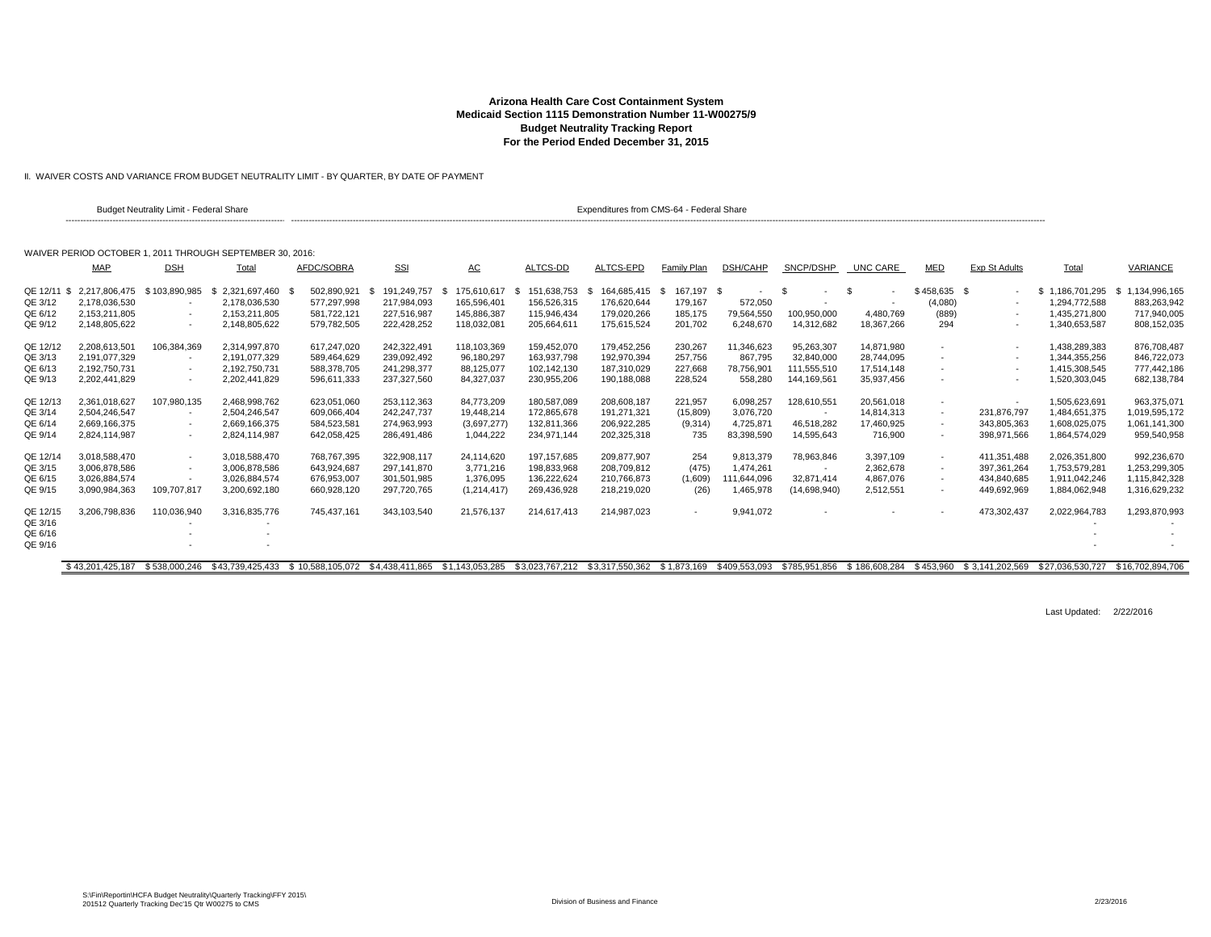**Arizona Health Care Cost Containment System**
**Medicaid Section 1115 Demonstration Number 11-W00275/9**
**Budget Neutrality Tracking Report**
**For the Period Ended December 31, 2015**

II. WAIVER COSTS AND VARIANCE FROM BUDGET NEUTRALITY LIMIT - BY QUARTER, BY DATE OF PAYMENT

Budget Neutrality Limit - Federal Share

Expenditures from CMS-64 - Federal Share

WAIVER PERIOD OCTOBER 1, 2011 THROUGH SEPTEMBER 30, 2016:

| | MAP | DSH | Total | AFDC/SOBRA | SSI | AC | ALTCS-DD | ALTCS-EPD | Family Plan | DSH/CAHP | SNCP/DSHP | UNC CARE | MED | Exp St Adults | Total | VARIANCE |
|---|---|---|---|---|---|---|---|---|---|---|---|---|---|---|---|---|
| QE 12/11 | $ 2,217,806,475 | $ 103,890,985 | $ 2,321,697,460 | $ 502,890,921 | $ 191,249,757 | $ 175,610,617 | $ 151,638,753 | $ 164,685,415 | $ 167,197 | $ - | $ - | $ - | $ 458,635 | $ - | $ 1,186,701,295 | $ 1,134,996,165 |
| QE 3/12 | 2,178,036,530 | - | 2,178,036,530 | 577,297,998 | 217,984,093 | 165,596,401 | 156,526,315 | 176,620,644 | 179,167 | 572,050 | - | - | (4,080) | - | 1,294,772,588 | 883,263,942 |
| QE 6/12 | 2,153,211,805 | - | 2,153,211,805 | 581,722,121 | 227,516,987 | 145,886,387 | 115,946,434 | 179,020,266 | 185,175 | 79,564,550 | 100,950,000 | 4,480,769 | (889) | - | 1,435,271,800 | 717,940,005 |
| QE 9/12 | 2,148,805,622 | - | 2,148,805,622 | 579,782,505 | 222,428,252 | 118,032,081 | 205,664,611 | 175,615,524 | 201,702 | 6,248,670 | 14,312,682 | 18,367,266 | 294 | - | 1,340,653,587 | 808,152,035 |
| QE 12/12 | 2,208,613,501 | 106,384,369 | 2,314,997,870 | 617,247,020 | 242,322,491 | 118,103,369 | 159,452,070 | 179,452,256 | 230,267 | 11,346,623 | 95,263,307 | 14,871,980 | - | - | 1,438,289,383 | 876,708,487 |
| QE 3/13 | 2,191,077,329 | - | 2,191,077,329 | 589,464,629 | 239,092,492 | 96,180,297 | 163,937,798 | 192,970,394 | 257,756 | 867,795 | 32,840,000 | 28,744,095 | - | - | 1,344,355,256 | 846,722,073 |
| QE 6/13 | 2,192,750,731 | - | 2,192,750,731 | 588,378,705 | 241,298,377 | 88,125,077 | 102,142,130 | 187,310,029 | 227,668 | 78,756,901 | 111,555,510 | 17,514,148 | - | - | 1,415,308,545 | 777,442,186 |
| QE 9/13 | 2,202,441,829 | - | 2,202,441,829 | 596,611,333 | 237,327,560 | 84,327,037 | 230,955,206 | 190,188,088 | 228,524 | 558,280 | 144,169,561 | 35,937,456 | - | - | 1,520,303,045 | 682,138,784 |
| QE 12/13 | 2,361,018,627 | 107,980,135 | 2,468,998,762 | 623,051,060 | 253,112,363 | 84,773,209 | 180,587,089 | 208,608,187 | 221,957 | 6,098,257 | 128,610,551 | 20,561,018 | - | - | 1,505,623,691 | 963,375,071 |
| QE 3/14 | 2,504,246,547 | - | 2,504,246,547 | 609,066,404 | 242,247,737 | 19,448,214 | 172,865,678 | 191,271,321 | (15,809) | 3,076,720 | - | 14,814,313 | - | 231,876,797 | 1,484,651,375 | 1,019,595,172 |
| QE 6/14 | 2,669,166,375 | - | 2,669,166,375 | 584,523,581 | 274,963,993 | (3,697,277) | 132,811,366 | 206,922,285 | (9,314) | 4,725,871 | 46,518,282 | 17,460,925 | - | 343,805,363 | 1,608,025,075 | 1,061,141,300 |
| QE 9/14 | 2,824,114,987 | - | 2,824,114,987 | 642,058,425 | 286,491,486 | 1,044,222 | 234,971,144 | 202,325,318 | 735 | 83,398,590 | 14,595,643 | 716,900 | - | 398,971,566 | 1,864,574,029 | 959,540,958 |
| QE 12/14 | 3,018,588,470 | - | 3,018,588,470 | 768,767,395 | 322,908,117 | 24,114,620 | 197,157,685 | 209,877,907 | 254 | 9,813,379 | 78,963,846 | 3,397,109 | - | 411,351,488 | 2,026,351,800 | 992,236,670 |
| QE 3/15 | 3,006,878,586 | - | 3,006,878,586 | 643,924,687 | 297,141,870 | 3,771,216 | 198,833,968 | 208,709,812 | (475) | 1,474,261 | - | 2,362,678 | - | 397,361,264 | 1,753,579,281 | 1,253,299,305 |
| QE 6/15 | 3,026,884,574 | - | 3,026,884,574 | 676,953,007 | 301,501,985 | 1,376,095 | 136,222,624 | 210,766,873 | (1,609) | 111,644,096 | 32,871,414 | 4,867,076 | - | 434,840,685 | 1,911,042,246 | 1,115,842,328 |
| QE 9/15 | 3,090,984,363 | 109,707,817 | 3,200,692,180 | 660,928,120 | 297,720,765 | (1,214,417) | 269,436,928 | 218,219,020 | (26) | 1,465,978 | (14,698,940) | 2,512,551 | - | 449,692,969 | 1,884,062,948 | 1,316,629,232 |
| QE 12/15 | 3,206,798,836 | 110,036,940 | 3,316,835,776 | 745,437,161 | 343,103,540 | 21,576,137 | 214,617,413 | 214,987,023 | - | 9,941,072 | - | - | - | 473,302,437 | 2,022,964,783 | 1,293,870,993 |
| QE 3/16 | | - | - | | | | | | | | | | | | - | - |
| QE 6/16 | | - | - | | | | | | | | | | | | - | - |
| QE 9/16 | | - | - | | | | | | | | | | | | - | - |
| | $ 43,201,425,187 | $ 538,000,246 | $ 43,739,425,433 | $ 10,588,105,072 | $ 4,438,411,865 | $ 1,143,053,285 | $ 3,023,767,212 | $ 3,317,550,362 | $ 1,873,169 | $ 409,553,093 | $ 785,951,856 | $ 186,608,284 | $ 453,960 | $ 3,141,202,569 | $ 27,036,530,727 | $ 16,702,894,706 |

Last Updated: 2/22/2016

S:\Fin\Reportin\HCFA Budget Neutrality\Quarterly Tracking\FFY 2015\
201512 Quarterly Tracking Dec'15 Qtr W00275 to CMS

Division of Business and Finance

2/23/2016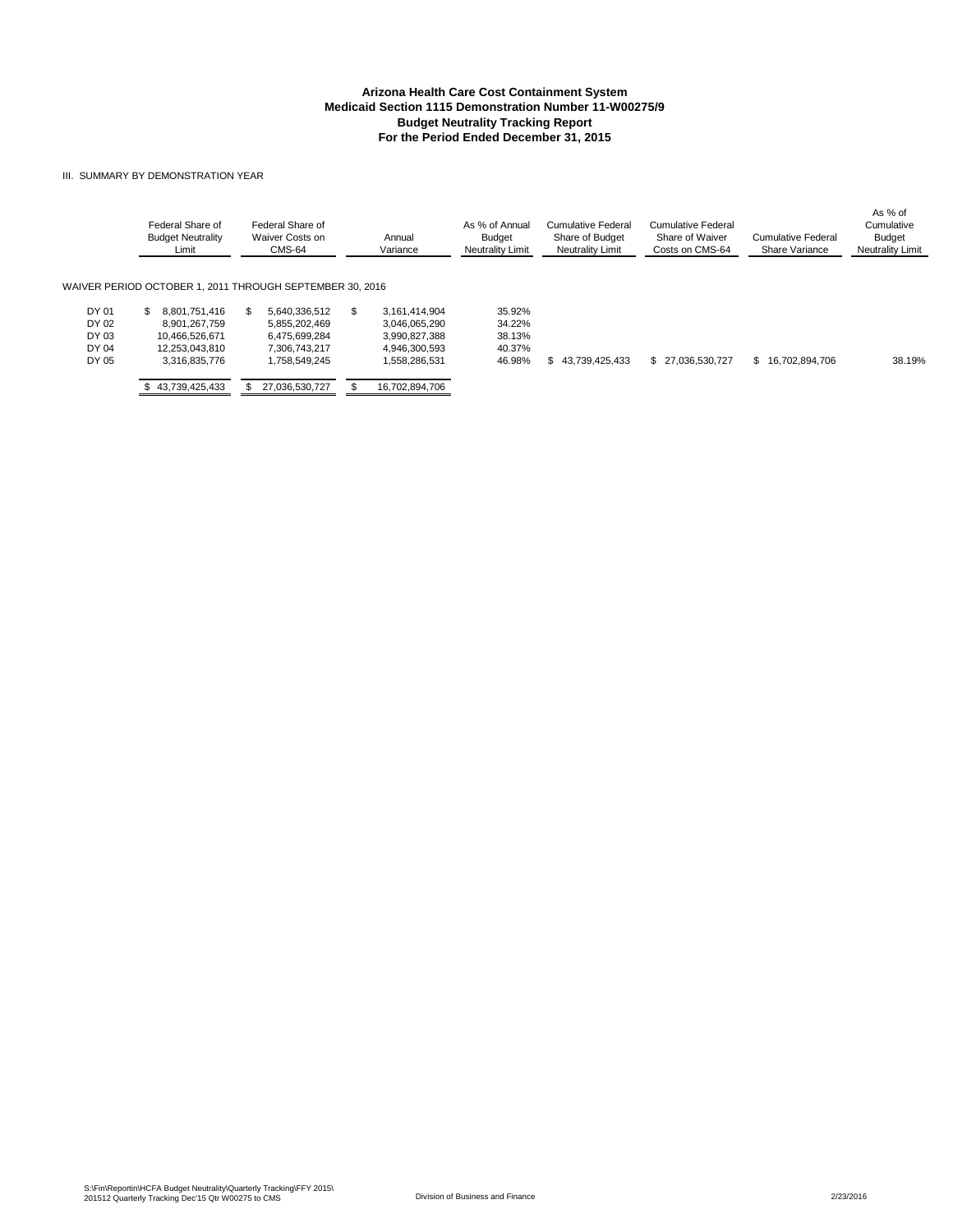**Arizona Health Care Cost Containment System**
**Medicaid Section 1115 Demonstration Number 11-W00275/9**
**Budget Neutrality Tracking Report**
**For the Period Ended December 31, 2015**

III. SUMMARY BY DEMONSTRATION YEAR

| | Federal Share of Budget Neutrality Limit | Federal Share of Waiver Costs on CMS-64 | Annual Variance | As % of Annual Budget Neutrality Limit | Cumulative Federal Share of Budget Neutrality Limit | Cumulative Federal Share of Waiver Costs on CMS-64 | Cumulative Federal Share Variance | As % of Cumulative Budget Neutrality Limit |
|---|---|---|---|---|---|---|---|---|
| WAIVER PERIOD OCTOBER 1, 2011 THROUGH SEPTEMBER 30, 2016 | | | | | | | | |
| DY 01 | $ 8,801,751,416 | $ 5,640,336,512 | $ 3,161,414,904 | 35.92% | | | | |
| DY 02 | 8,901,267,759 | 5,855,202,469 | 3,046,065,290 | 34.22% | | | | |
| DY 03 | 10,466,526,671 | 6,475,699,284 | 3,990,827,388 | 38.13% | | | | |
| DY 04 | 12,253,043,810 | 7,306,743,217 | 4,946,300,593 | 40.37% | | | | |
| DY 05 | 3,316,835,776 | 1,758,549,245 | 1,558,286,531 | 46.98% | $ 43,739,425,433 | $ 27,036,530,727 | $ 16,702,894,706 | 38.19% |
| | $ 43,739,425,433 | $ 27,036,530,727 | $ 16,702,894,706 | | | | | |

S:\Fin\Reportin\HCFA Budget Neutrality\Quarterly Tracking\FFY 2015\
201512 Quarterly Tracking Dec'15 Qtr W00275 to CMS

Division of Business and Finance

2/23/2016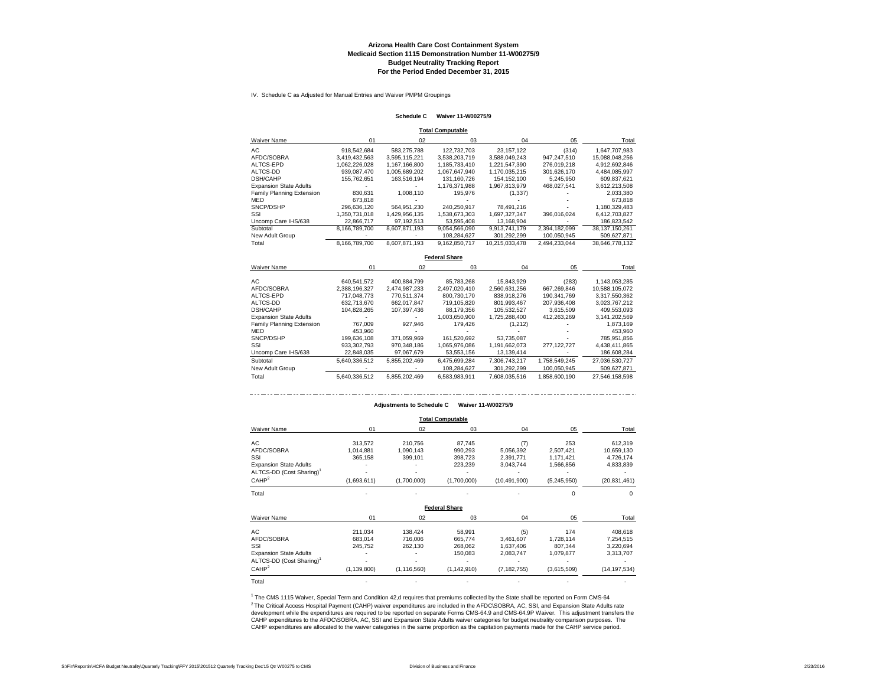**Arizona Health Care Cost Containment System**
**Medicaid Section 1115 Demonstration Number 11-W00275/9**
**Budget Neutrality Tracking Report**
**For the Period Ended December 31, 2015**

IV. Schedule C as Adjusted for Manual Entries and Waiver PMPM Groupings

**Schedule C Waiver 11-W00275/9**

**Total Computable**

| Waiver Name | 01 | 02 | 03 | 04 | 05 | Total |
|---|---|---|---|---|---|---|
| AC | 918,542,684 | 583,275,788 | 122,732,703 | 23,157,122 | (314) | 1,647,707,983 |
| AFDC/SOBRA | 3,419,432,563 | 3,595,115,221 | 3,538,203,719 | 3,588,049,243 | 947,247,510 | 15,088,048,256 |
| ALTCS-EPD | 1,062,226,028 | 1,167,166,800 | 1,185,733,410 | 1,221,547,390 | 276,019,218 | 4,912,692,846 |
| ALTCS-DD | 939,087,470 | 1,005,689,202 | 1,067,647,940 | 1,170,035,215 | 301,626,170 | 4,484,085,997 |
| DSH/CAHP | 155,762,651 | 163,516,194 | 131,160,726 | 154,152,100 | 5,245,950 | 609,837,621 |
| Expansion State Adults | - | - | 1,176,371,988 | 1,967,813,979 | 468,027,541 | 3,612,213,508 |
| Family Planning Extension | 830,631 | 1,008,110 | 195,976 | (1,337) | - | 2,033,380 |
| MED | 673,818 | - | - | - | - | 673,818 |
| SNCP/DSHP | 296,636,120 | 564,951,230 | 240,250,917 | 78,491,216 | - | 1,180,329,483 |
| SSI | 1,350,731,018 | 1,429,956,135 | 1,538,673,303 | 1,697,327,347 | 396,016,024 | 6,412,703,827 |
| Uncomp Care IHS/638 | 22,866,717 | 97,192,513 | 53,595,408 | 13,168,904 | - | 186,823,542 |
| Subtotal | 8,166,789,700 | 8,607,871,193 | 9,054,566,090 | 9,913,741,179 | 2,394,182,099 | 38,137,150,261 |
| New Adult Group | - | - | 108,284,627 | 301,292,299 | 100,050,945 | 509,627,871 |
| Total | 8,166,789,700 | 8,607,871,193 | 9,162,850,717 | 10,215,033,478 | 2,494,233,044 | 38,646,778,132 |

**Federal Share**

| Waiver Name | 01 | 02 | 03 | 04 | 05 | Total |
|---|---|---|---|---|---|---|
| AC | 640,541,572 | 400,884,799 | 85,783,268 | 15,843,929 | (283) | 1,143,053,285 |
| AFDC/SOBRA | 2,388,196,327 | 2,474,987,233 | 2,497,020,410 | 2,560,631,256 | 667,269,846 | 10,588,105,072 |
| ALTCS-EPD | 717,048,773 | 770,511,374 | 800,730,170 | 838,918,276 | 190,341,769 | 3,317,550,362 |
| ALTCS-DD | 632,713,670 | 662,017,847 | 719,105,820 | 801,993,467 | 207,936,408 | 3,023,767,212 |
| DSH/CAHP | 104,828,265 | 107,397,436 | 88,179,356 | 105,532,527 | 3,615,509 | 409,553,093 |
| Expansion State Adults | - | - | 1,003,650,900 | 1,725,288,400 | 412,263,269 | 3,141,202,569 |
| Family Planning Extension | 767,009 | 927,946 | 179,426 | (1,212) | - | 1,873,169 |
| MED | 453,960 | - | - | - | - | 453,960 |
| SNCP/DSHP | 199,636,108 | 371,059,969 | 161,520,692 | 53,735,087 | - | 785,951,856 |
| SSI | 933,302,793 | 970,348,186 | 1,065,976,086 | 1,191,662,073 | 277,122,727 | 4,438,411,865 |
| Uncomp Care IHS/638 | 22,848,035 | 97,067,679 | 53,553,156 | 13,139,414 | - | 186,608,284 |
| Subtotal | 5,640,336,512 | 5,855,202,469 | 6,475,699,284 | 7,306,743,217 | 1,758,549,245 | 27,036,530,727 |
| New Adult Group | - | - | 108,284,627 | 301,292,299 | 100,050,945 | 509,627,871 |
| Total | 5,640,336,512 | 5,855,202,469 | 6,583,983,911 | 7,608,035,516 | 1,858,600,190 | 27,546,158,598 |

**Adjustments to Schedule C Waiver 11-W00275/9**

**Total Computable**

| Waiver Name | 01 | 02 | 03 | 04 | 05 | Total |
|---|---|---|---|---|---|---|
| AC | 313,572 | 210,756 | 87,745 | (7) | 253 | 612,319 |
| AFDC/SOBRA | 1,014,881 | 1,090,143 | 990,293 | 5,056,392 | 2,507,421 | 10,659,130 |
| SSI | 365,158 | 399,101 | 398,723 | 2,391,771 | 1,171,421 | 4,726,174 |
| Expansion State Adults | - | - | 223,239 | 3,043,744 | 1,566,856 | 4,833,839 |
| ALTCS-DD (Cost Sharing)[1] | - | - | - | - | - | - |
| CAHP[2] | (1,693,611) | (1,700,000) | (1,700,000) | (10,491,900) | (5,245,950) | (20,831,461) |
| Total | - | - | - | - | 0 | 0 |

**Federal Share**

| Waiver Name | 01 | 02 | 03 | 04 | 05 | Total |
|---|---|---|---|---|---|---|
| AC | 211,034 | 138,424 | 58,991 | (5) | 174 | 408,618 |
| AFDC/SOBRA | 683,014 | 716,006 | 665,774 | 3,461,607 | 1,728,114 | 7,254,515 |
| SSI | 245,752 | 262,130 | 268,062 | 1,637,406 | 807,344 | 3,220,694 |
| Expansion State Adults | - | - | 150,083 | 2,083,747 | 1,079,877 | 3,313,707 |
| ALTCS-DD (Cost Sharing)[1] | - | - | - | - | - | - |
| CAHP[2] | (1,139,800) | (1,116,560) | (1,142,910) | (7,182,755) | (3,615,509) | (14,197,534) |
| Total | - | - | - | - | - | - |

[1] The CMS 1115 Waiver, Special Term and Condition 42,d requires that premiums collected by the State shall be reported on Form CMS-64

[2] The Critical Access Hospital Payment (CAHP) waiver expenditures are included in the AFDC\SOBRA, AC, SSI, and Expansion State Adults rate development while the expenditures are required to be reported on separate Forms CMS-64.9 and CMS-64.9P Waiver. This adjustment transfers the CAHP expenditures to the AFDC\SOBRA, AC, SSI and Expansion State Adults waiver categories for budget neutrality comparison purposes. The CAHP expenditures are allocated to the waiver categories in the same proportion as the capitation payments made for the CAHP service period.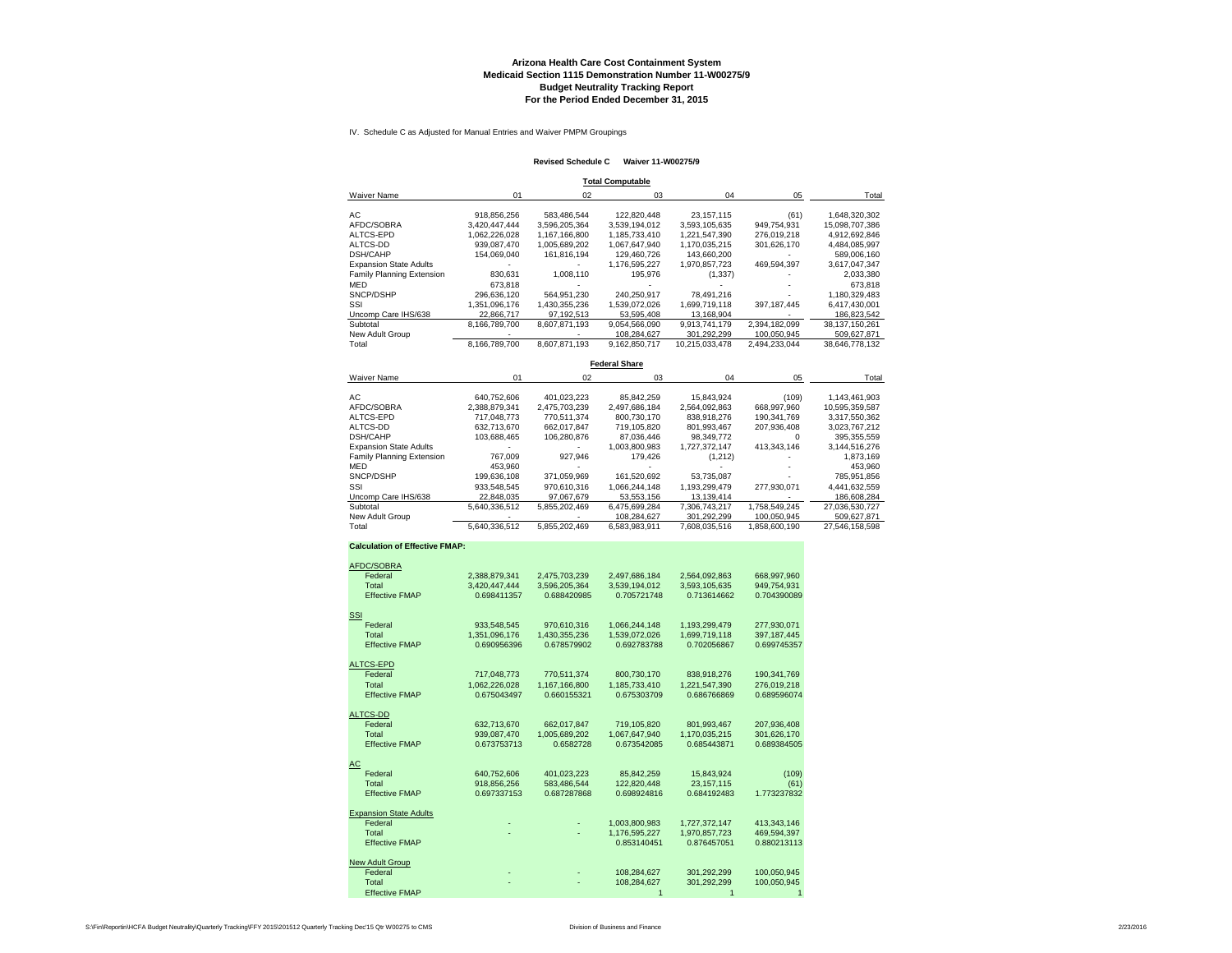# Arizona Health Care Cost Containment System
## Medicaid Section 1115 Demonstration Number 11-W00275/9
## Budget Neutrality Tracking Report
## For the Period Ended December 31, 2015

IV. Schedule C as Adjusted for Manual Entries and Waiver PMPM Groupings

**Revised Schedule C Waiver 11-W00275/9**

**Total Computable**

| Waiver Name | 01 | 02 | 03 | 04 | 05 | Total |
|---|---|---|---|---|---|---|
| AC | 918,856,256 | 583,486,544 | 122,820,448 | 23,157,115 | (61) | 1,648,320,302 |
| AFDC/SOBRA | 3,420,447,444 | 3,596,205,364 | 3,539,194,012 | 3,593,105,635 | 949,754,931 | 15,098,707,386 |
| ALTCS-EPD | 1,062,226,028 | 1,167,166,800 | 1,185,733,410 | 1,221,547,390 | 276,019,218 | 4,912,692,846 |
| ALTCS-DD | 939,087,470 | 1,005,689,202 | 1,067,647,940 | 1,170,035,215 | 301,626,170 | 4,484,085,997 |
| DSH/CAHP | 154,069,040 | 161,816,194 | 129,460,726 | 143,660,200 | - | 589,006,160 |
| Expansion State Adults | - | - | 1,176,595,227 | 1,970,857,723 | 469,594,397 | 3,617,047,347 |
| Family Planning Extension | 830,631 | 1,008,110 | 195,976 | (1,337) | - | 2,033,380 |
| MED | 673,818 | - | - | - | - | 673,818 |
| SNCP/DSHP | 296,636,120 | 564,951,230 | 240,250,917 | 78,491,216 | - | 1,180,329,483 |
| SSI | 1,351,096,176 | 1,430,355,236 | 1,539,072,026 | 1,699,719,118 | 397,187,445 | 6,417,430,001 |
| Uncomp Care IHS/638 | 22,866,717 | 97,192,513 | 53,595,408 | 13,168,904 | - | 186,823,542 |
| Subtotal | 8,166,789,700 | 8,607,871,193 | 9,054,566,090 | 9,913,741,179 | 2,394,182,099 | 38,137,150,261 |
| New Adult Group | - | - | 108,284,627 | 301,292,299 | 100,050,945 | 509,627,871 |
| Total | 8,166,789,700 | 8,607,871,193 | 9,162,850,717 | 10,215,033,478 | 2,494,233,044 | 38,646,778,132 |

**Federal Share**

| Waiver Name | 01 | 02 | 03 | 04 | 05 | Total |
|---|---|---|---|---|---|---|
| AC | 640,752,606 | 401,023,223 | 85,842,259 | 15,843,924 | (109) | 1,143,461,903 |
| AFDC/SOBRA | 2,388,879,341 | 2,475,703,239 | 2,497,686,184 | 2,564,092,863 | 668,997,960 | 10,595,359,587 |
| ALTCS-EPD | 717,048,773 | 770,511,374 | 800,730,170 | 838,918,276 | 190,341,769 | 3,317,550,362 |
| ALTCS-DD | 632,713,670 | 662,017,847 | 719,105,820 | 801,993,467 | 207,936,408 | 3,023,767,212 |
| DSH/CAHP | 103,688,465 | 106,280,876 | 87,036,446 | 98,349,772 | 0 | 395,355,559 |
| Expansion State Adults | - | - | 1,003,800,983 | 1,727,372,147 | 413,343,146 | 3,144,516,276 |
| Family Planning Extension | 767,009 | 927,946 | 179,426 | (1,212) | - | 1,873,169 |
| MED | 453,960 | - | - | - | - | 453,960 |
| SNCP/DSHP | 199,636,108 | 371,059,969 | 161,520,692 | 53,735,087 | - | 785,951,856 |
| SSI | 933,548,545 | 970,610,316 | 1,066,244,148 | 1,193,299,479 | 277,930,071 | 4,441,632,559 |
| Uncomp Care IHS/638 | 22,848,035 | 97,067,679 | 53,553,156 | 13,139,414 | - | 186,608,284 |
| Subtotal | 5,640,336,512 | 5,855,202,469 | 6,475,699,284 | 7,306,743,217 | 1,758,549,245 | 27,036,530,727 |
| New Adult Group | - | - | 108,284,627 | 301,292,299 | 100,050,945 | 509,627,871 |
| Total | 5,640,336,512 | 5,855,202,469 | 6,583,983,911 | 7,608,035,516 | 1,858,600,190 | 27,546,158,598 |

**Calculation of Effective FMAP:**

| | 01 | 02 | 03 | 04 | 05 |
|---|---|---|---|---|---|
| AFDC/SOBRA | | | | | |
| Federal | 2,388,879,341 | 2,475,703,239 | 2,497,686,184 | 2,564,092,863 | 668,997,960 |
| Total | 3,420,447,444 | 3,596,205,364 | 3,539,194,012 | 3,593,105,635 | 949,754,931 |
| Effective FMAP | 0.698411357 | 0.688420985 | 0.705721748 | 0.713614662 | 0.704390089 |
| SSI | | | | | |
| Federal | 933,548,545 | 970,610,316 | 1,066,244,148 | 1,193,299,479 | 277,930,071 |
| Total | 1,351,096,176 | 1,430,355,236 | 1,539,072,026 | 1,699,719,118 | 397,187,445 |
| Effective FMAP | 0.690956396 | 0.678579902 | 0.692783788 | 0.702056867 | 0.699745357 |
| ALTCS-EPD | | | | | |
| Federal | 717,048,773 | 770,511,374 | 800,730,170 | 838,918,276 | 190,341,769 |
| Total | 1,062,226,028 | 1,167,166,800 | 1,185,733,410 | 1,221,547,390 | 276,019,218 |
| Effective FMAP | 0.675043497 | 0.660155321 | 0.675303709 | 0.686766869 | 0.689596074 |
| ALTCS-DD | | | | | |
| Federal | 632,713,670 | 662,017,847 | 719,105,820 | 801,993,467 | 207,936,408 |
| Total | 939,087,470 | 1,005,689,202 | 1,067,647,940 | 1,170,035,215 | 301,626,170 |
| Effective FMAP | 0.673753713 | 0.6582728 | 0.673542085 | 0.685443871 | 0.689384505 |
| AC | | | | | |
| Federal | 640,752,606 | 401,023,223 | 85,842,259 | 15,843,924 | (109) |
| Total | 918,856,256 | 583,486,544 | 122,820,448 | 23,157,115 | (61) |
| Effective FMAP | 0.697337153 | 0.687287868 | 0.698924816 | 0.684192483 | 1.773237832 |
| Expansion State Adults | | | | | |
| Federal | - | - | 1,003,800,983 | 1,727,372,147 | 413,343,146 |
| Total | - | - | 1,176,595,227 | 1,970,857,723 | 469,594,397 |
| Effective FMAP | | | 0.853140451 | 0.876457051 | 0.880213113 |
| New Adult Group | | | | | |
| Federal | - | - | 108,284,627 | 301,292,299 | 100,050,945 |
| Total | - | - | 108,284,627 | 301,292,299 | 100,050,945 |
| Effective FMAP | | | 1 | 1 | 1 |

S:\Fin\Reportin\HCFA Budget Neutrality\Quarterly Tracking\FFY 2015\201512 Quarterly Tracking Dec'15 Qtr W00275 to CMS    Division of Business and Finance    2/23/2016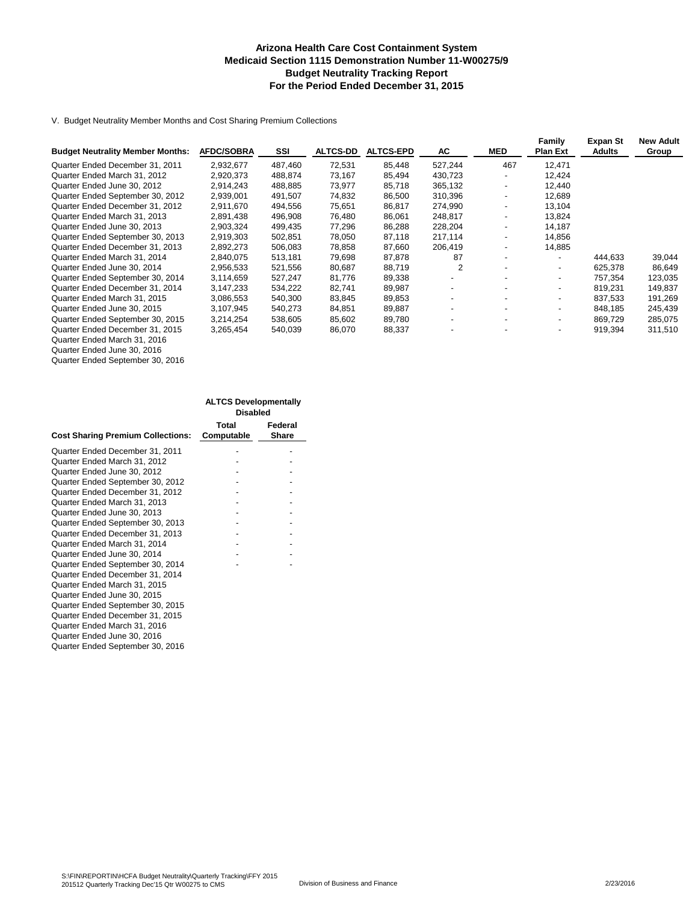# Arizona Health Care Cost Containment System
## Medicaid Section 1115 Demonstration Number 11-W00275/9
## Budget Neutrality Tracking Report
## For the Period Ended December 31, 2015

V. Budget Neutrality Member Months and Cost Sharing Premium Collections

| Budget Neutrality Member Months: | AFDC/SOBRA | SSI | ALTCS-DD | ALTCS-EPD | AC | MED | Family Plan Ext | Expan St Adults | New Adult Group |
|---|---|---|---|---|---|---|---|---|---|
| Quarter Ended December 31, 2011 | 2,932,677 | 487,460 | 72,531 | 85,448 | 527,244 | 467 | 12,471 | | |
| Quarter Ended March 31, 2012 | 2,920,373 | 488,874 | 73,167 | 85,494 | 430,723 | - | 12,424 | | |
| Quarter Ended June 30, 2012 | 2,914,243 | 488,885 | 73,977 | 85,718 | 365,132 | - | 12,440 | | |
| Quarter Ended September 30, 2012 | 2,939,001 | 491,507 | 74,832 | 86,500 | 310,396 | - | 12,689 | | |
| Quarter Ended December 31, 2012 | 2,911,670 | 494,556 | 75,651 | 86,817 | 274,990 | - | 13,104 | | |
| Quarter Ended March 31, 2013 | 2,891,438 | 496,908 | 76,480 | 86,061 | 248,817 | - | 13,824 | | |
| Quarter Ended June 30, 2013 | 2,903,324 | 499,435 | 77,296 | 86,288 | 228,204 | - | 14,187 | | |
| Quarter Ended September 30, 2013 | 2,919,303 | 502,851 | 78,050 | 87,118 | 217,114 | - | 14,856 | | |
| Quarter Ended December 31, 2013 | 2,892,273 | 506,083 | 78,858 | 87,660 | 206,419 | - | 14,885 | | |
| Quarter Ended March 31, 2014 | 2,840,075 | 513,181 | 79,698 | 87,878 | 87 | - | - | 444,633 | 39,044 |
| Quarter Ended June 30, 2014 | 2,956,533 | 521,556 | 80,687 | 88,719 | 2 | - | - | 625,378 | 86,649 |
| Quarter Ended September 30, 2014 | 3,114,659 | 527,247 | 81,776 | 89,338 | - | - | - | 757,354 | 123,035 |
| Quarter Ended December 31, 2014 | 3,147,233 | 534,222 | 82,741 | 89,987 | - | - | - | 819,231 | 149,837 |
| Quarter Ended March 31, 2015 | 3,086,553 | 540,300 | 83,845 | 89,853 | - | - | - | 837,533 | 191,269 |
| Quarter Ended June 30, 2015 | 3,107,945 | 540,273 | 84,851 | 89,887 | - | - | - | 848,185 | 245,439 |
| Quarter Ended September 30, 2015 | 3,214,254 | 538,605 | 85,602 | 89,780 | - | - | - | 869,729 | 285,075 |
| Quarter Ended December 31, 2015 | 3,265,454 | 540,039 | 86,070 | 88,337 | - | - | - | 919,394 | 311,510 |
| Quarter Ended March 31, 2016 | | | | | | | | | |
| Quarter Ended June 30, 2016 | | | | | | | | | |
| Quarter Ended September 30, 2016 | | | | | | | | | |

| | ALTCS Developmentally Disabled | |
|---|---|---|
| Cost Sharing Premium Collections: | Total Computable | Federal Share |
| Quarter Ended December 31, 2011 | - | - |
| Quarter Ended March 31, 2012 | - | - |
| Quarter Ended June 30, 2012 | - | - |
| Quarter Ended September 30, 2012 | - | - |
| Quarter Ended December 31, 2012 | - | - |
| Quarter Ended March 31, 2013 | - | - |
| Quarter Ended June 30, 2013 | - | - |
| Quarter Ended September 30, 2013 | - | - |
| Quarter Ended December 31, 2013 | - | - |
| Quarter Ended March 31, 2014 | - | - |
| Quarter Ended June 30, 2014 | - | - |
| Quarter Ended September 30, 2014 | - | - |
| Quarter Ended December 31, 2014 | | |
| Quarter Ended March 31, 2015 | | |
| Quarter Ended June 30, 2015 | | |
| Quarter Ended September 30, 2015 | | |
| Quarter Ended December 31, 2015 | | |
| Quarter Ended March 31, 2016 | | |
| Quarter Ended June 30, 2016 | | |
| Quarter Ended September 30, 2016 | | |

S:\FIN\REPORTIN\HCFA Budget Neutrality\Quarterly Tracking\FFY 2015
201512 Quarterly Tracking Dec'15 Qtr W00275 to CMS    Division of Business and Finance    2/23/2016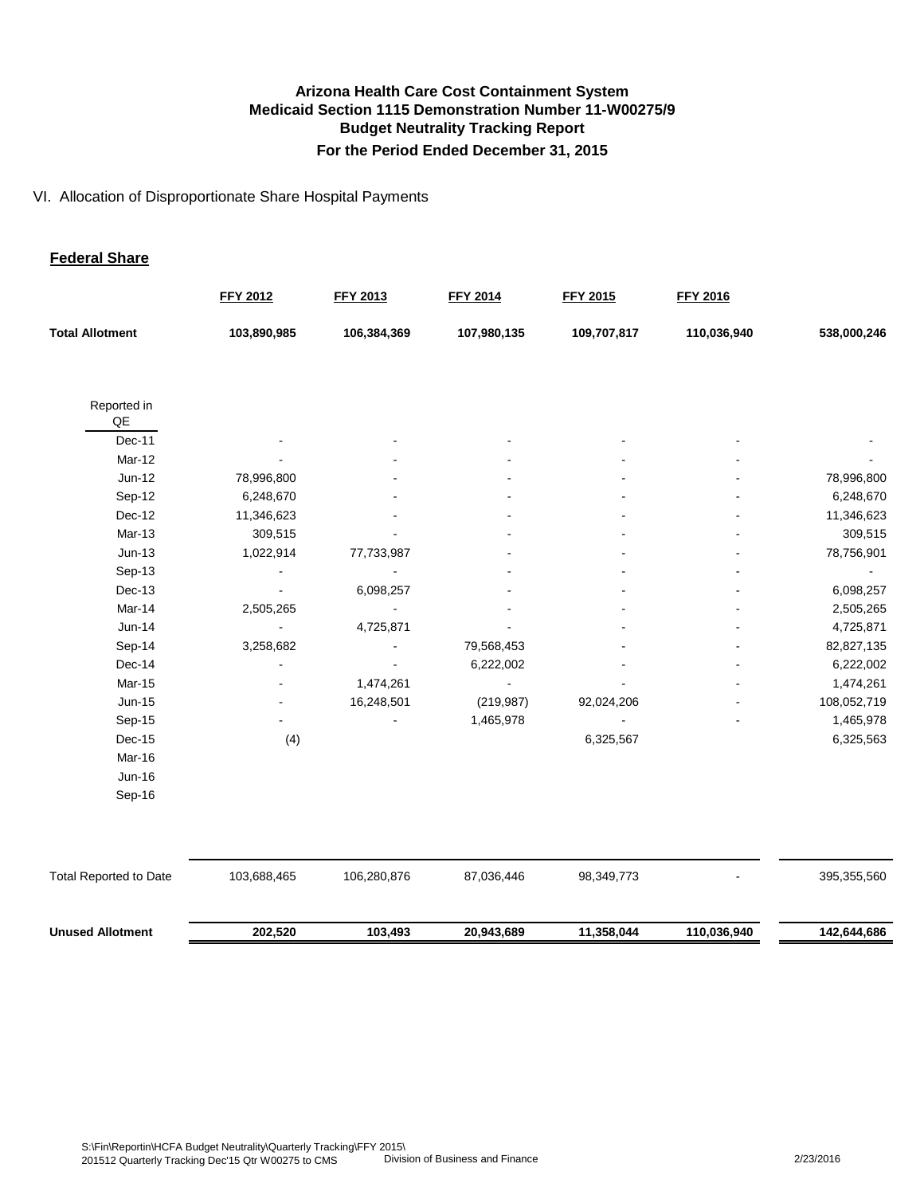# Arizona Health Care Cost Containment System
## Medicaid Section 1115 Demonstration Number 11-W00275/9
## Budget Neutrality Tracking Report
## For the Period Ended December 31, 2015

VI. Allocation of Disproportionate Share Hospital Payments

**Federal Share**

| | FFY 2012 | FFY 2013 | FFY 2014 | FFY 2015 | FFY 2016 | |
|---|---|---|---|---|---|---|
| **Total Allotment** | **103,890,985** | **106,384,369** | **107,980,135** | **109,707,817** | **110,036,940** | **538,000,246** |
| Reported in QE | | | | | | |
| Dec-11 | - | - | - | - | - | - |
| Mar-12 | - | - | - | - | - | - |
| Jun-12 | 78,996,800 | - | - | - | - | 78,996,800 |
| Sep-12 | 6,248,670 | - | - | - | - | 6,248,670 |
| Dec-12 | 11,346,623 | - | - | - | - | 11,346,623 |
| Mar-13 | 309,515 | - | - | - | - | 309,515 |
| Jun-13 | 1,022,914 | 77,733,987 | - | - | - | 78,756,901 |
| Sep-13 | - | - | - | - | - | - |
| Dec-13 | - | 6,098,257 | - | - | - | 6,098,257 |
| Mar-14 | 2,505,265 | - | - | - | - | 2,505,265 |
| Jun-14 | - | 4,725,871 | - | - | - | 4,725,871 |
| Sep-14 | 3,258,682 | - | 79,568,453 | - | - | 82,827,135 |
| Dec-14 | - | - | 6,222,002 | - | - | 6,222,002 |
| Mar-15 | - | 1,474,261 | - | - | - | 1,474,261 |
| Jun-15 | - | 16,248,501 | (219,987) | 92,024,206 | - | 108,052,719 |
| Sep-15 | - | - | 1,465,978 | - | - | 1,465,978 |
| Dec-15 | (4) | | | 6,325,567 | | 6,325,563 |
| Mar-16 | | | | | | |
| Jun-16 | | | | | | |
| Sep-16 | | | | | | |
| Total Reported to Date | 103,688,465 | 106,280,876 | 87,036,446 | 98,349,773 | - | 395,355,560 |
| **Unused Allotment** | **202,520** | **103,493** | **20,943,689** | **11,358,044** | **110,036,940** | **142,644,686** |

S:\Fin\Reportin\HCFA Budget Neutrality\Quarterly Tracking\FFY 2015\
201512 Quarterly Tracking Dec'15 Qtr W00275 to CMS Division of Business and Finance 2/23/2016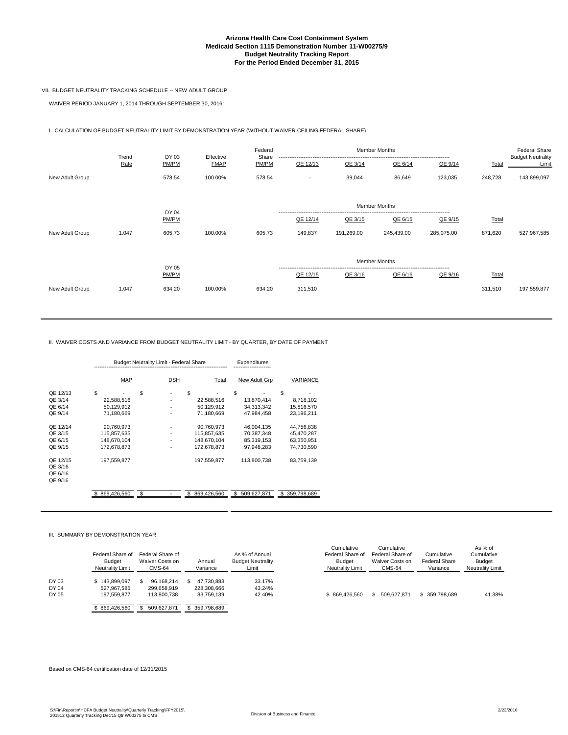**Arizona Health Care Cost Containment System**
**Medicaid Section 1115 Demonstration Number 11-W00275/9**
**Budget Neutrality Tracking Report**
**For the Period Ended December 31, 2015**

VII. BUDGET NEUTRALITY TRACKING SCHEDULE -- NEW ADULT GROUP

WAIVER PERIOD JANUARY 1, 2014 THROUGH SEPTEMBER 30, 2016:

I. CALCULATION OF BUDGET NEUTRALITY LIMIT BY DEMONSTRATION YEAR (WITHOUT WAIVER CEILING FEDERAL SHARE)

| | Trend Rate | DY 03 PM/PM | Effective FMAP | Federal Share PM/PM | Member Months QE 12/13 | QE 3/14 | QE 6/14 | QE 9/14 | Total | Federal Share Budget Neutrality Limit |
|---|---|---|---|---|---|---|---|---|---|---|
| New Adult Group | | 578.54 | 100.00% | 578.54 | - | 39,044 | 86,649 | 123,035 | 248,728 | 143,899,097 |
| | | **DY 04 PM/PM** | | | **QE 12/14** | **QE 3/15** | **QE 6/15** | **QE 9/15** | **Total** | |
| New Adult Group | 1.047 | 605.73 | 100.00% | 605.73 | 149,837 | 191,269.00 | 245,439.00 | 285,075.00 | 871,620 | 527,967,585 |
| | | **DY 05 PM/PM** | | | **QE 12/15** | **QE 3/16** | **QE 6/16** | **QE 9/16** | **Total** | |
| New Adult Group | 1.047 | 634.20 | 100.00% | 634.20 | 311,510 | | | | 311,510 | 197,559,877 |

II. WAIVER COSTS AND VARIANCE FROM BUDGET NEUTRALITY LIMIT - BY QUARTER, BY DATE OF PAYMENT

| | Budget Neutrality Limit - Federal Share MAP | DSH | Total | Expenditures New Adult Grp | VARIANCE |
|---|---|---|---|---|---|
| QE 12/13 | $ - | $ - | $ - | $ - | $ - |
| QE 3/14 | 22,588,516 | - | 22,588,516 | 13,870,414 | 8,718,102 |
| QE 6/14 | 50,129,912 | - | 50,129,912 | 34,313,342 | 15,816,570 |
| QE 9/14 | 71,180,669 | - | 71,180,669 | 47,984,458 | 23,196,211 |
| QE 12/14 | 90,760,973 | - | 90,760,973 | 46,004,135 | 44,756,838 |
| QE 3/15 | 115,857,635 | - | 115,857,635 | 70,387,348 | 45,470,287 |
| QE 6/15 | 148,670,104 | - | 148,670,104 | 85,319,153 | 63,350,951 |
| QE 9/15 | 172,678,873 | - | 172,678,873 | 97,948,283 | 74,730,590 |
| QE 12/15 | 197,559,877 | | 197,559,877 | 113,800,738 | 83,759,139 |
| QE 3/16 | | | | | |
| QE 6/16 | | | | | |
| QE 9/16 | | | | | |
| | $ 869,426,560 | $ - | $ 869,426,560 | $ 509,627,871 | $ 359,798,689 |

III. SUMMARY BY DEMONSTRATION YEAR

| | Federal Share of Budget Neutrality Limit | Federal Share of Waiver Costs on CMS-64 | Annual Variance | As % of Annual Budget Neutrality Limit | Cumulative Federal Share of Budget Neutrality Limit | Cumulative Federal Share of Waiver Costs on CMS-64 | Cumulative Federal Share Variance | As % of Cumulative Budget Neutrality Limit |
|---|---|---|---|---|---|---|---|---|
| DY 03 | $ 143,899,097 | $ 96,168,214 | $ 47,730,883 | 33.17% | | | | |
| DY 04 | 527,967,585 | 299,658,919 | 228,308,666 | 43.24% | | | | |
| DY 05 | 197,559,877 | 113,800,738 | 83,759,139 | 42.40% | $ 869,426,560 | $ 509,627,871 | $ 359,798,689 | 41.38% |
| | $ 869,426,560 | $ 509,627,871 | $ 359,798,689 | | | | | |

Based on CMS-64 certification date of 12/31/2015